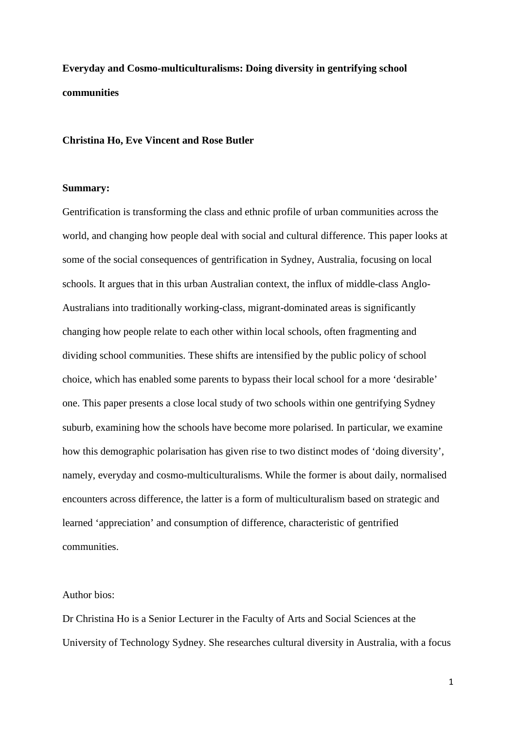**Everyday and Cosmo-multiculturalisms: Doing diversity in gentrifying school communities**

**Christina Ho, Eve Vincent and Rose Butler**

**Summary:**

Gentrification is transforming the class and ethnic profile of urban communities across the world, and changing how people deal with social and cultural difference. This paper looks at some of the social consequences of gentrification in Sydney, Australia, focusing on local schools. It argues that in this urban Australian context, the influx of middle-class Anglo-Australians into traditionally working-class, migrant-dominated areas is significantly changing how people relate to each other within local schools, often fragmenting and dividing school communities. These shifts are intensified by the public policy of school choice, which has enabled some parents to bypass their local school for a more 'desirable' one. This paper presents a close local study of two schools within one gentrifying Sydney suburb, examining how the schools have become more polarised. In particular, we examine how this demographic polarisation has given rise to two distinct modes of 'doing diversity', namely, everyday and cosmo-multiculturalisms. While the former is about daily, normalised encounters across difference, the latter is a form of multiculturalism based on strategic and learned 'appreciation' and consumption of difference, characteristic of gentrified communities.

Author bios:

Dr Christina Ho is a Senior Lecturer in the Faculty of Arts and Social Sciences at the University of Technology Sydney. She researches cultural diversity in Australia, with a focus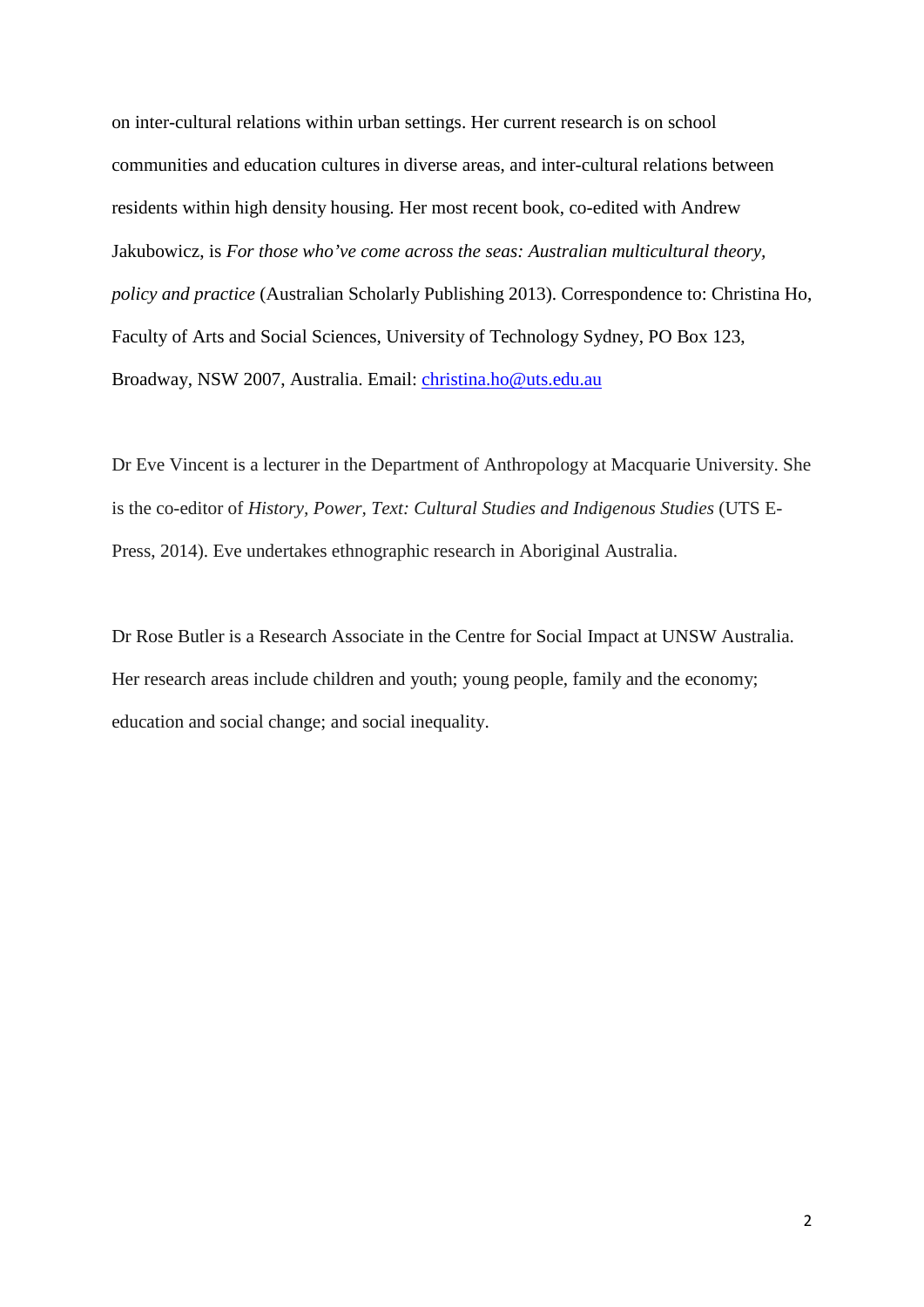on inter-cultural relations within urban settings. Her current research is on school communities and education cultures in diverse areas, and inter-cultural relations between residents within high density housing. Her most recent book, co-edited with Andrew Jakubowicz, is *For those who've come across the seas: Australian multicultural theory, policy and practice* (Australian Scholarly Publishing 2013). Correspondence to: Christina Ho, Faculty of Arts and Social Sciences, University of Technology Sydney, PO Box 123, Broadway, NSW 2007, Australia. Email: christina.ho@uts.edu.au

Dr Eve Vincent is a lecturer in the Department of Anthropology at Macquarie University. She is the co-editor of *History, Power, Text: Cultural Studies and Indigenous Studies* (UTS E-Press, 2014). Eve undertakes ethnographic research in Aboriginal Australia.

Dr Rose Butler is a Research Associate in the Centre for Social Impact at UNSW Australia. Her research areas include children and youth; young people, family and the economy; education and social change; and social inequality.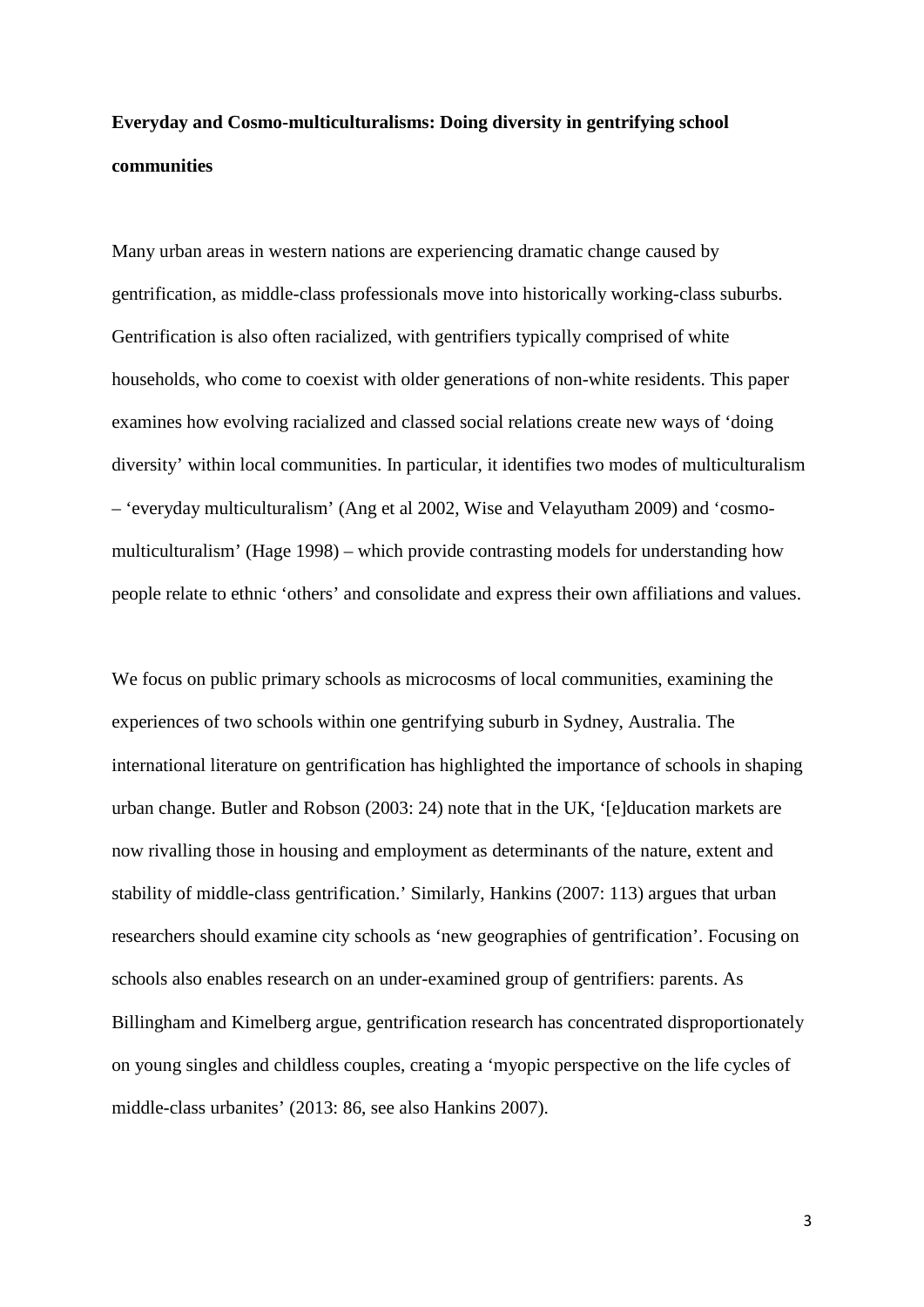**Everyday and Cosmo-multiculturalisms: Doing diversity in gentrifying school communities**

Many urban areas in western nations are experiencing dramatic change caused by gentrification, as middle-class professionals move into historically working-class suburbs. Gentrification is also often racialized, with gentrifiers typically comprised of white households, who come to coexist with older generations of non-white residents. This paper examines how evolving racialized and classed social relations create new ways of 'doing diversity' within local communities. In particular, it identifies two modes of multiculturalism – 'everyday multiculturalism' (Ang et al 2002, Wise and Velayutham 2009) and 'cosmo-multiculturalism' (Hage 1998) – which provide contrasting models for understanding how people relate to ethnic 'others' and consolidate and express their own affiliations and values.

We focus on public primary schools as microcosms of local communities, examining the experiences of two schools within one gentrifying suburb in Sydney, Australia. The international literature on gentrification has highlighted the importance of schools in shaping urban change. Butler and Robson (2003: 24) note that in the UK, '[e]ducation markets are now rivalling those in housing and employment as determinants of the nature, extent and stability of middle-class gentrification.' Similarly, Hankins (2007: 113) argues that urban researchers should examine city schools as 'new geographies of gentrification'. Focusing on schools also enables research on an under-examined group of gentrifiers: parents. As Billingham and Kimelberg argue, gentrification research has concentrated disproportionately on young singles and childless couples, creating a 'myopic perspective on the life cycles of middle-class urbanites' (2013: 86, see also Hankins 2007).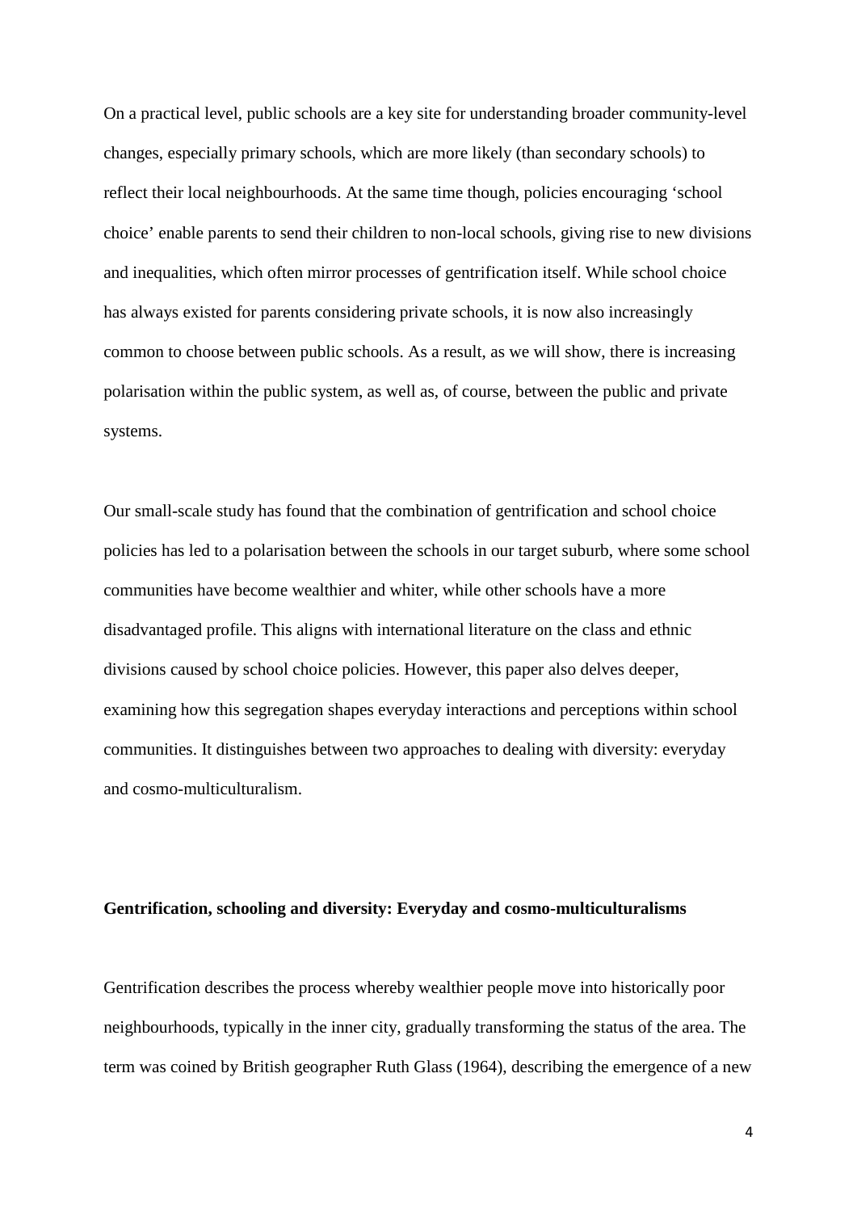On a practical level, public schools are a key site for understanding broader community-level changes, especially primary schools, which are more likely (than secondary schools) to reflect their local neighbourhoods. At the same time though, policies encouraging 'school choice' enable parents to send their children to non-local schools, giving rise to new divisions and inequalities, which often mirror processes of gentrification itself. While school choice has always existed for parents considering private schools, it is now also increasingly common to choose between public schools. As a result, as we will show, there is increasing polarisation within the public system, as well as, of course, between the public and private systems.

Our small-scale study has found that the combination of gentrification and school choice policies has led to a polarisation between the schools in our target suburb, where some school communities have become wealthier and whiter, while other schools have a more disadvantaged profile. This aligns with international literature on the class and ethnic divisions caused by school choice policies. However, this paper also delves deeper, examining how this segregation shapes everyday interactions and perceptions within school communities. It distinguishes between two approaches to dealing with diversity: everyday and cosmo-multiculturalism.

## Gentrification, schooling and diversity: Everyday and cosmo-multiculturalisms

Gentrification describes the process whereby wealthier people move into historically poor neighbourhoods, typically in the inner city, gradually transforming the status of the area. The term was coined by British geographer Ruth Glass (1964), describing the emergence of a new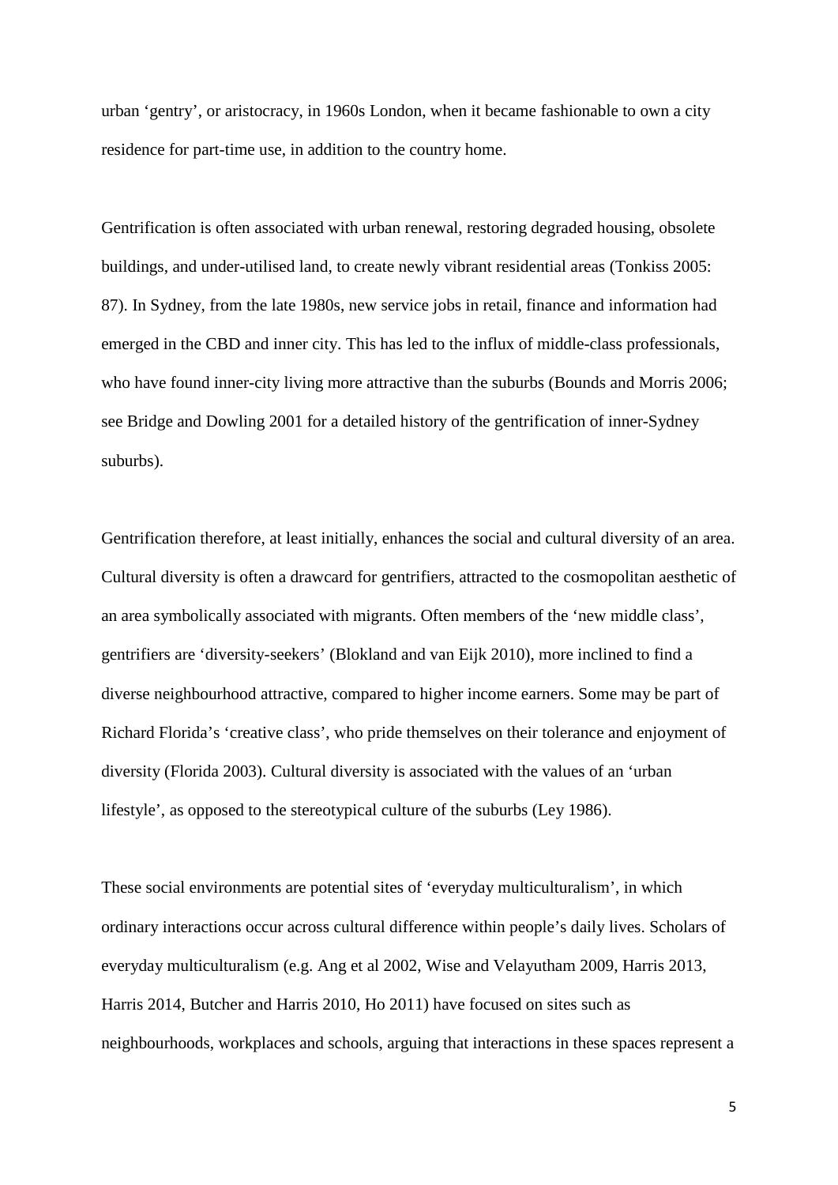urban 'gentry', or aristocracy, in 1960s London, when it became fashionable to own a city residence for part-time use, in addition to the country home.

Gentrification is often associated with urban renewal, restoring degraded housing, obsolete buildings, and under-utilised land, to create newly vibrant residential areas (Tonkiss 2005: 87). In Sydney, from the late 1980s, new service jobs in retail, finance and information had emerged in the CBD and inner city. This has led to the influx of middle-class professionals, who have found inner-city living more attractive than the suburbs (Bounds and Morris 2006; see Bridge and Dowling 2001 for a detailed history of the gentrification of inner-Sydney suburbs).

Gentrification therefore, at least initially, enhances the social and cultural diversity of an area. Cultural diversity is often a drawcard for gentrifiers, attracted to the cosmopolitan aesthetic of an area symbolically associated with migrants. Often members of the 'new middle class', gentrifiers are 'diversity-seekers' (Blokland and van Eijk 2010), more inclined to find a diverse neighbourhood attractive, compared to higher income earners. Some may be part of Richard Florida's 'creative class', who pride themselves on their tolerance and enjoyment of diversity (Florida 2003). Cultural diversity is associated with the values of an 'urban lifestyle', as opposed to the stereotypical culture of the suburbs (Ley 1986).

These social environments are potential sites of 'everyday multiculturalism', in which ordinary interactions occur across cultural difference within people's daily lives. Scholars of everyday multiculturalism (e.g. Ang et al 2002, Wise and Velayutham 2009, Harris 2013, Harris 2014, Butcher and Harris 2010, Ho 2011) have focused on sites such as neighbourhoods, workplaces and schools, arguing that interactions in these spaces represent a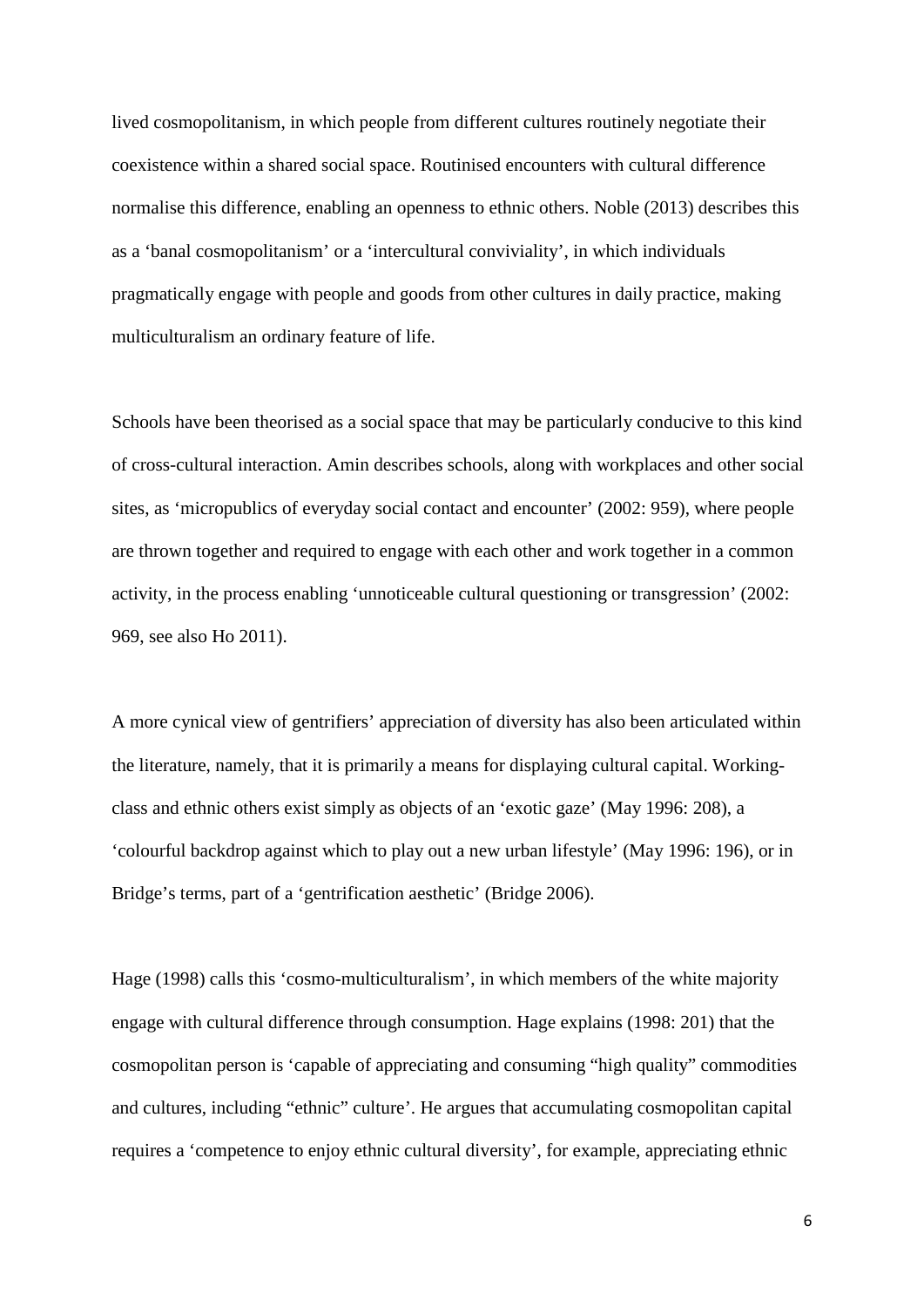lived cosmopolitanism, in which people from different cultures routinely negotiate their coexistence within a shared social space. Routinised encounters with cultural difference normalise this difference, enabling an openness to ethnic others. Noble (2013) describes this as a 'banal cosmopolitanism' or a 'intercultural conviviality', in which individuals pragmatically engage with people and goods from other cultures in daily practice, making multiculturalism an ordinary feature of life.

Schools have been theorised as a social space that may be particularly conducive to this kind of cross-cultural interaction. Amin describes schools, along with workplaces and other social sites, as 'micropublics of everyday social contact and encounter' (2002: 959), where people are thrown together and required to engage with each other and work together in a common activity, in the process enabling 'unnoticeable cultural questioning or transgression' (2002: 969, see also Ho 2011).

A more cynical view of gentrifiers' appreciation of diversity has also been articulated within the literature, namely, that it is primarily a means for displaying cultural capital. Working-class and ethnic others exist simply as objects of an 'exotic gaze' (May 1996: 208), a 'colourful backdrop against which to play out a new urban lifestyle' (May 1996: 196), or in Bridge's terms, part of a 'gentrification aesthetic' (Bridge 2006).

Hage (1998) calls this 'cosmo-multiculturalism', in which members of the white majority engage with cultural difference through consumption. Hage explains (1998: 201) that the cosmopolitan person is 'capable of appreciating and consuming "high quality" commodities and cultures, including "ethnic" culture'. He argues that accumulating cosmopolitan capital requires a 'competence to enjoy ethnic cultural diversity', for example, appreciating ethnic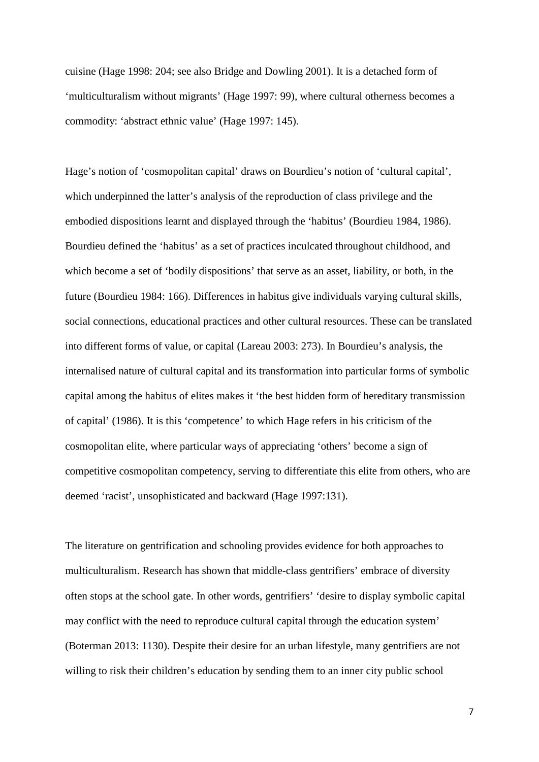cuisine (Hage 1998: 204; see also Bridge and Dowling 2001). It is a detached form of 'multiculturalism without migrants' (Hage 1997: 99), where cultural otherness becomes a commodity: 'abstract ethnic value' (Hage 1997: 145).

Hage's notion of 'cosmopolitan capital' draws on Bourdieu's notion of 'cultural capital', which underpinned the latter's analysis of the reproduction of class privilege and the embodied dispositions learnt and displayed through the 'habitus' (Bourdieu 1984, 1986). Bourdieu defined the 'habitus' as a set of practices inculcated throughout childhood, and which become a set of 'bodily dispositions' that serve as an asset, liability, or both, in the future (Bourdieu 1984: 166). Differences in habitus give individuals varying cultural skills, social connections, educational practices and other cultural resources. These can be translated into different forms of value, or capital (Lareau 2003: 273). In Bourdieu's analysis, the internalised nature of cultural capital and its transformation into particular forms of symbolic capital among the habitus of elites makes it 'the best hidden form of hereditary transmission of capital' (1986). It is this 'competence' to which Hage refers in his criticism of the cosmopolitan elite, where particular ways of appreciating 'others' become a sign of competitive cosmopolitan competency, serving to differentiate this elite from others, who are deemed 'racist', unsophisticated and backward (Hage 1997:131).

The literature on gentrification and schooling provides evidence for both approaches to multiculturalism. Research has shown that middle-class gentrifiers' embrace of diversity often stops at the school gate. In other words, gentrifiers' 'desire to display symbolic capital may conflict with the need to reproduce cultural capital through the education system' (Boterman 2013: 1130). Despite their desire for an urban lifestyle, many gentrifiers are not willing to risk their children's education by sending them to an inner city public school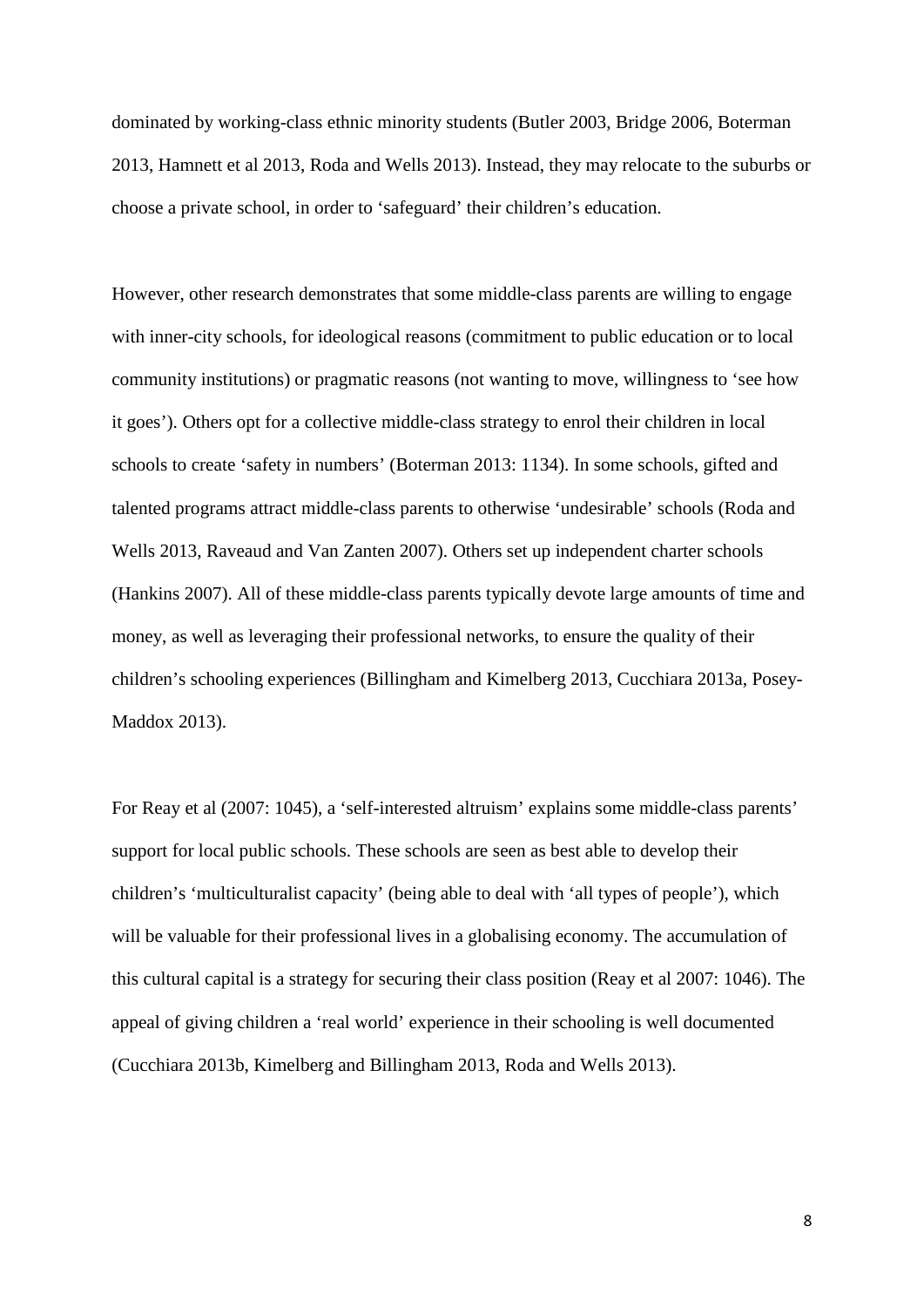dominated by working-class ethnic minority students (Butler 2003, Bridge 2006, Boterman 2013, Hamnett et al 2013, Roda and Wells 2013). Instead, they may relocate to the suburbs or choose a private school, in order to 'safeguard' their children's education.

However, other research demonstrates that some middle-class parents are willing to engage with inner-city schools, for ideological reasons (commitment to public education or to local community institutions) or pragmatic reasons (not wanting to move, willingness to 'see how it goes'). Others opt for a collective middle-class strategy to enrol their children in local schools to create 'safety in numbers' (Boterman 2013: 1134). In some schools, gifted and talented programs attract middle-class parents to otherwise 'undesirable' schools (Roda and Wells 2013, Raveaud and Van Zanten 2007). Others set up independent charter schools (Hankins 2007). All of these middle-class parents typically devote large amounts of time and money, as well as leveraging their professional networks, to ensure the quality of their children's schooling experiences (Billingham and Kimelberg 2013, Cucchiara 2013a, Posey-Maddox 2013).

For Reay et al (2007: 1045), a 'self-interested altruism' explains some middle-class parents' support for local public schools. These schools are seen as best able to develop their children's 'multiculturalist capacity' (being able to deal with 'all types of people'), which will be valuable for their professional lives in a globalising economy. The accumulation of this cultural capital is a strategy for securing their class position (Reay et al 2007: 1046). The appeal of giving children a 'real world' experience in their schooling is well documented (Cucchiara 2013b, Kimelberg and Billingham 2013, Roda and Wells 2013).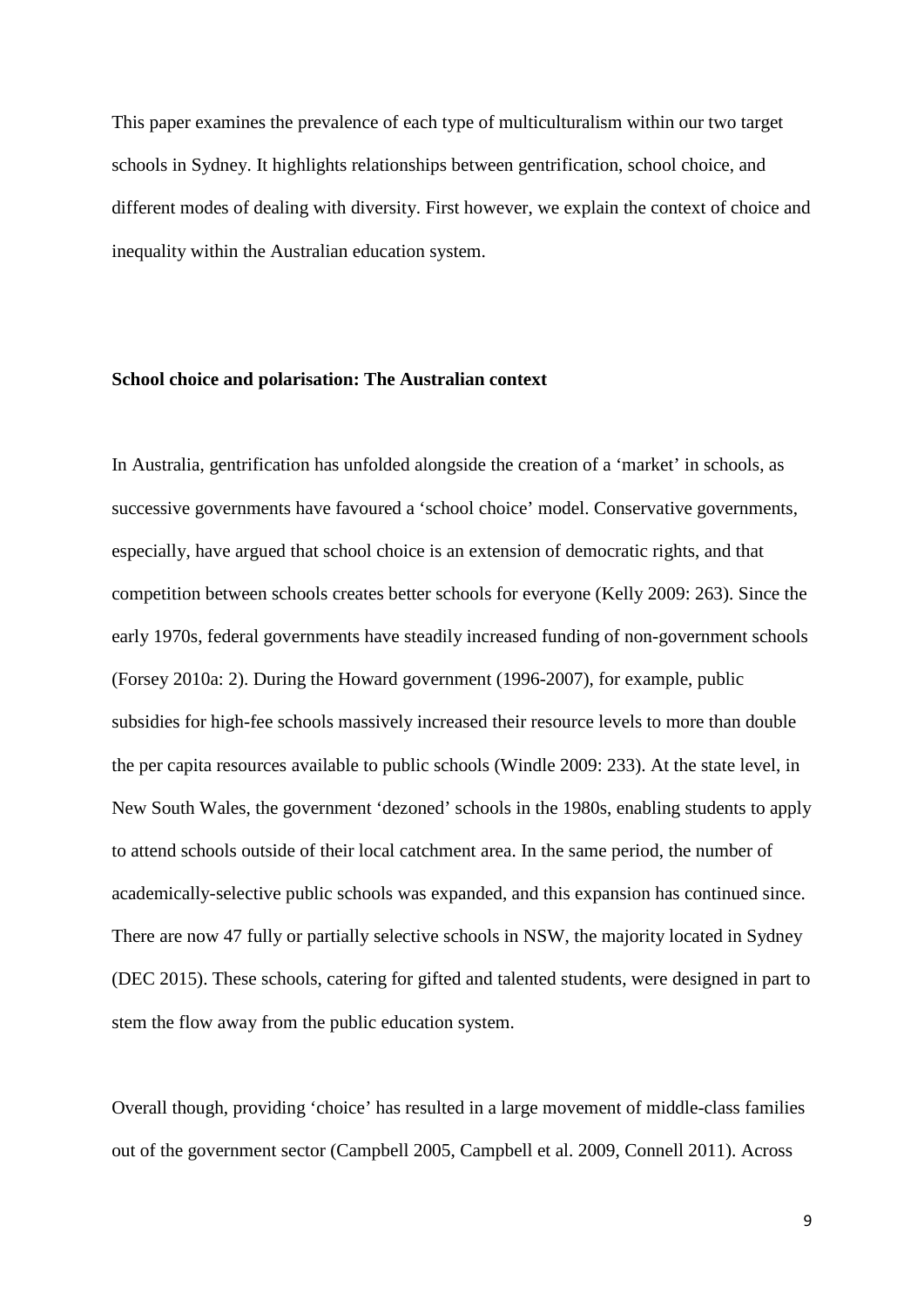This paper examines the prevalence of each type of multiculturalism within our two target schools in Sydney. It highlights relationships between gentrification, school choice, and different modes of dealing with diversity. First however, we explain the context of choice and inequality within the Australian education system.

## School choice and polarisation: The Australian context

In Australia, gentrification has unfolded alongside the creation of a 'market' in schools, as successive governments have favoured a 'school choice' model. Conservative governments, especially, have argued that school choice is an extension of democratic rights, and that competition between schools creates better schools for everyone (Kelly 2009: 263). Since the early 1970s, federal governments have steadily increased funding of non-government schools (Forsey 2010a: 2). During the Howard government (1996-2007), for example, public subsidies for high-fee schools massively increased their resource levels to more than double the per capita resources available to public schools (Windle 2009: 233). At the state level, in New South Wales, the government 'dezoned' schools in the 1980s, enabling students to apply to attend schools outside of their local catchment area. In the same period, the number of academically-selective public schools was expanded, and this expansion has continued since. There are now 47 fully or partially selective schools in NSW, the majority located in Sydney (DEC 2015). These schools, catering for gifted and talented students, were designed in part to stem the flow away from the public education system.

Overall though, providing 'choice' has resulted in a large movement of middle-class families out of the government sector (Campbell 2005, Campbell et al. 2009, Connell 2011). Across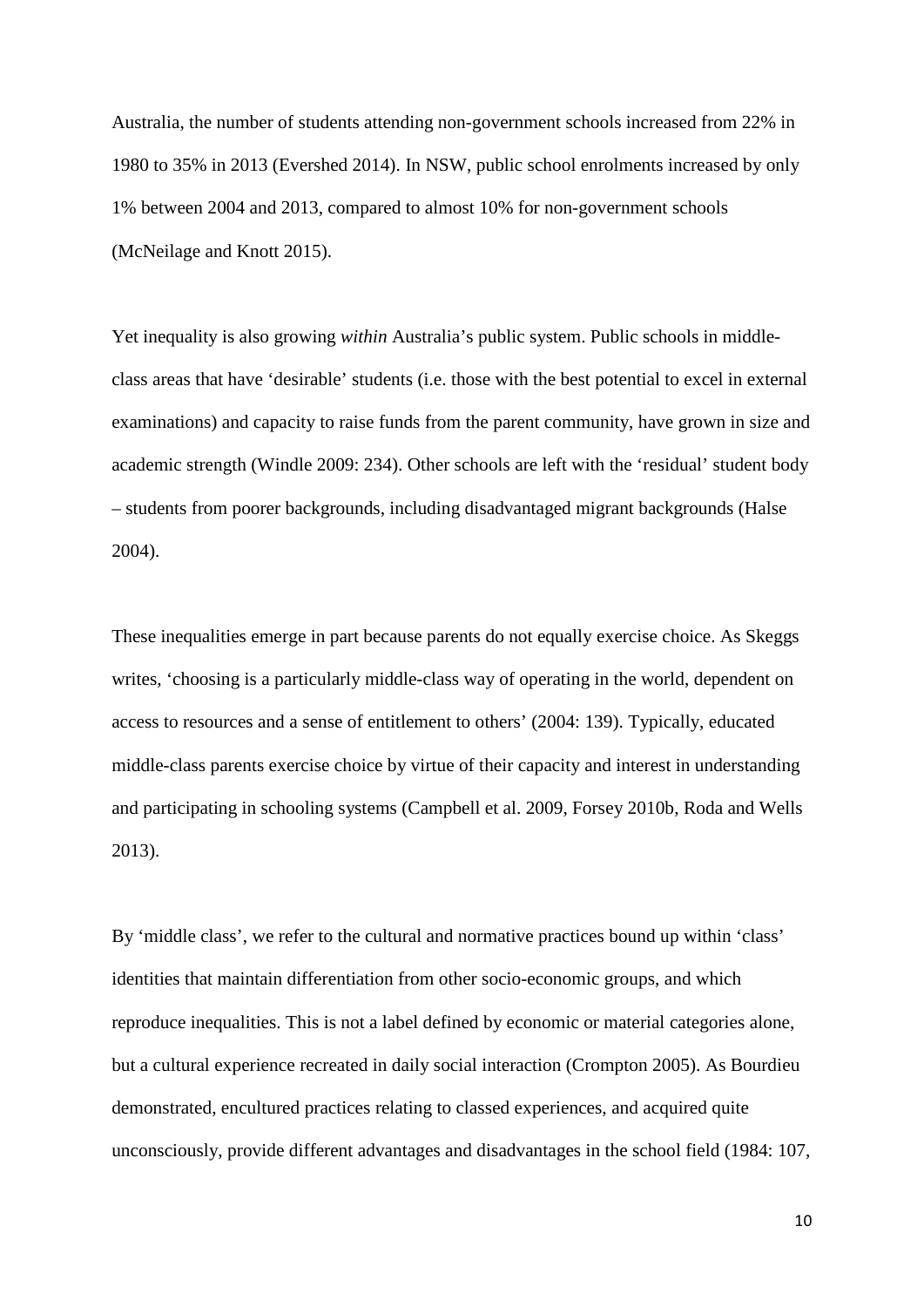Australia, the number of students attending non-government schools increased from 22% in 1980 to 35% in 2013 (Evershed 2014). In NSW, public school enrolments increased by only 1% between 2004 and 2013, compared to almost 10% for non-government schools (McNeilage and Knott 2015).

Yet inequality is also growing *within* Australia's public system. Public schools in middle-class areas that have 'desirable' students (i.e. those with the best potential to excel in external examinations) and capacity to raise funds from the parent community, have grown in size and academic strength (Windle 2009: 234). Other schools are left with the 'residual' student body – students from poorer backgrounds, including disadvantaged migrant backgrounds (Halse 2004).

These inequalities emerge in part because parents do not equally exercise choice. As Skeggs writes, 'choosing is a particularly middle-class way of operating in the world, dependent on access to resources and a sense of entitlement to others' (2004: 139). Typically, educated middle-class parents exercise choice by virtue of their capacity and interest in understanding and participating in schooling systems (Campbell et al. 2009, Forsey 2010b, Roda and Wells 2013).

By 'middle class', we refer to the cultural and normative practices bound up within 'class' identities that maintain differentiation from other socio-economic groups, and which reproduce inequalities. This is not a label defined by economic or material categories alone, but a cultural experience recreated in daily social interaction (Crompton 2005). As Bourdieu demonstrated, encultured practices relating to classed experiences, and acquired quite unconsciously, provide different advantages and disadvantages in the school field (1984: 107,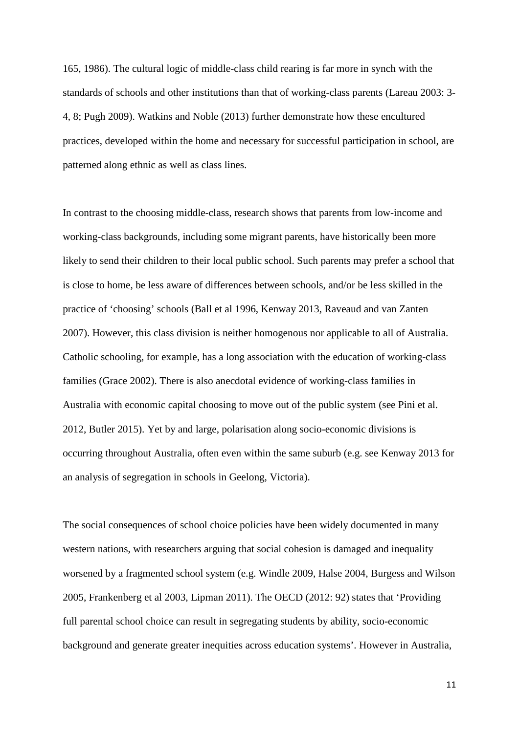165, 1986). The cultural logic of middle-class child rearing is far more in synch with the standards of schools and other institutions than that of working-class parents (Lareau 2003: 3-4, 8; Pugh 2009). Watkins and Noble (2013) further demonstrate how these encultured practices, developed within the home and necessary for successful participation in school, are patterned along ethnic as well as class lines.

In contrast to the choosing middle-class, research shows that parents from low-income and working-class backgrounds, including some migrant parents, have historically been more likely to send their children to their local public school. Such parents may prefer a school that is close to home, be less aware of differences between schools, and/or be less skilled in the practice of 'choosing' schools (Ball et al 1996, Kenway 2013, Raveaud and van Zanten 2007). However, this class division is neither homogenous nor applicable to all of Australia. Catholic schooling, for example, has a long association with the education of working-class families (Grace 2002). There is also anecdotal evidence of working-class families in Australia with economic capital choosing to move out of the public system (see Pini et al. 2012, Butler 2015). Yet by and large, polarisation along socio-economic divisions is occurring throughout Australia, often even within the same suburb (e.g. see Kenway 2013 for an analysis of segregation in schools in Geelong, Victoria).

The social consequences of school choice policies have been widely documented in many western nations, with researchers arguing that social cohesion is damaged and inequality worsened by a fragmented school system (e.g. Windle 2009, Halse 2004, Burgess and Wilson 2005, Frankenberg et al 2003, Lipman 2011). The OECD (2012: 92) states that 'Providing full parental school choice can result in segregating students by ability, socio-economic background and generate greater inequities across education systems'. However in Australia,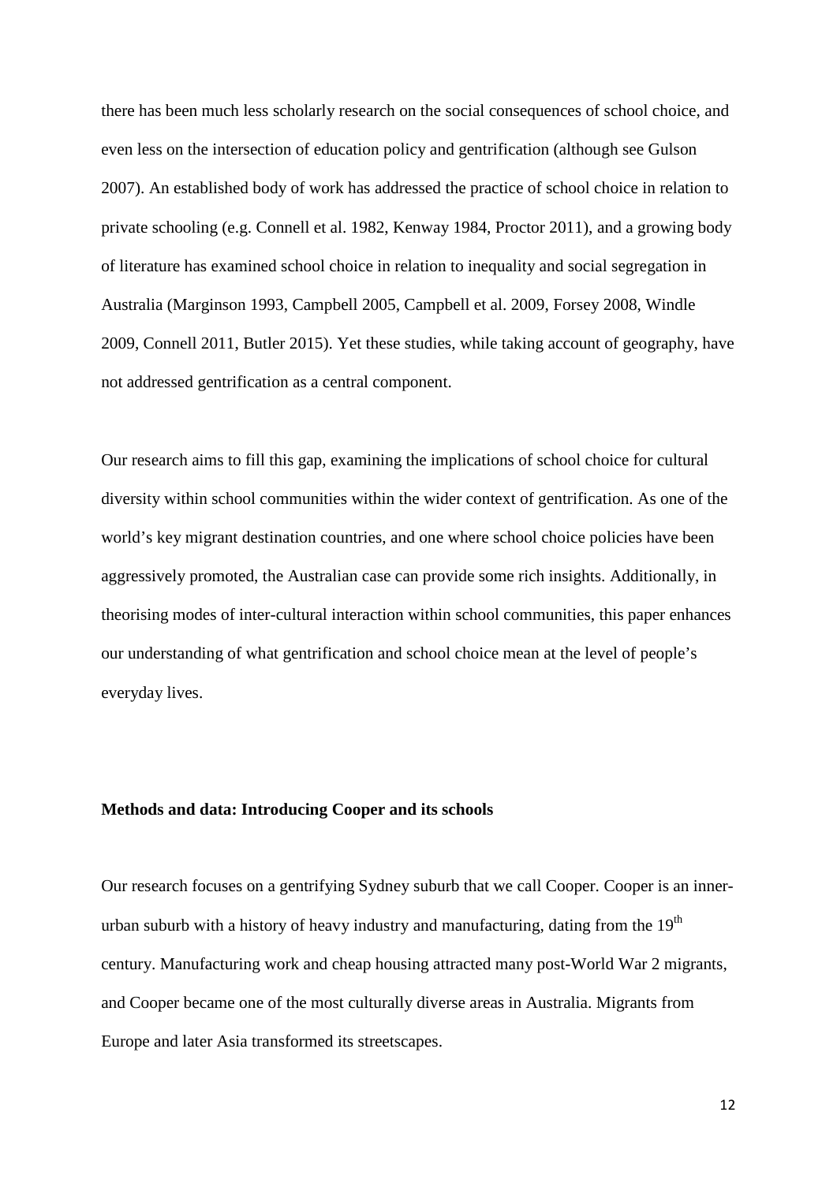there has been much less scholarly research on the social consequences of school choice, and even less on the intersection of education policy and gentrification (although see Gulson 2007). An established body of work has addressed the practice of school choice in relation to private schooling (e.g. Connell et al. 1982, Kenway 1984, Proctor 2011), and a growing body of literature has examined school choice in relation to inequality and social segregation in Australia (Marginson 1993, Campbell 2005, Campbell et al. 2009, Forsey 2008, Windle 2009, Connell 2011, Butler 2015). Yet these studies, while taking account of geography, have not addressed gentrification as a central component.

Our research aims to fill this gap, examining the implications of school choice for cultural diversity within school communities within the wider context of gentrification. As one of the world's key migrant destination countries, and one where school choice policies have been aggressively promoted, the Australian case can provide some rich insights. Additionally, in theorising modes of inter-cultural interaction within school communities, this paper enhances our understanding of what gentrification and school choice mean at the level of people's everyday lives.

**Methods and data: Introducing Cooper and its schools**

Our research focuses on a gentrifying Sydney suburb that we call Cooper. Cooper is an inner-urban suburb with a history of heavy industry and manufacturing, dating from the 19th century. Manufacturing work and cheap housing attracted many post-World War 2 migrants, and Cooper became one of the most culturally diverse areas in Australia. Migrants from Europe and later Asia transformed its streetscapes.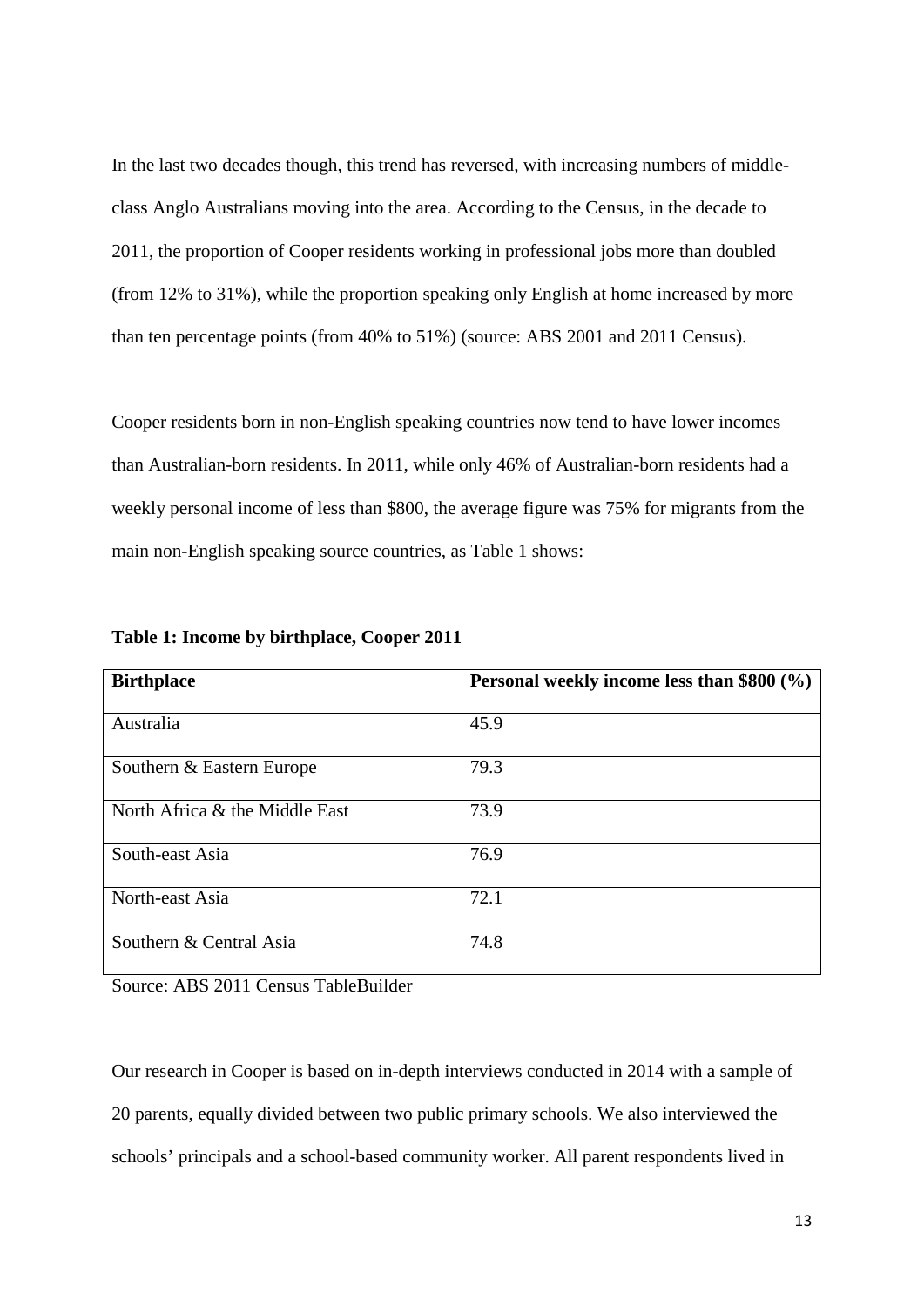In the last two decades though, this trend has reversed, with increasing numbers of middle-class Anglo Australians moving into the area. According to the Census, in the decade to 2011, the proportion of Cooper residents working in professional jobs more than doubled (from 12% to 31%), while the proportion speaking only English at home increased by more than ten percentage points (from 40% to 51%) (source: ABS 2001 and 2011 Census).

Cooper residents born in non-English speaking countries now tend to have lower incomes than Australian-born residents. In 2011, while only 46% of Australian-born residents had a weekly personal income of less than $800, the average figure was 75% for migrants from the main non-English speaking source countries, as Table 1 shows:

**Table 1: Income by birthplace, Cooper 2011**

| **Birthplace** | **Personal weekly income less than $800 (%)** |
| --- | --- |
| Australia | 45.9 |
| Southern & Eastern Europe | 79.3 |
| North Africa & the Middle East | 73.9 |
| South-east Asia | 76.9 |
| North-east Asia | 72.1 |
| Southern & Central Asia | 74.8 |

Source: ABS 2011 Census TableBuilder

Our research in Cooper is based on in-depth interviews conducted in 2014 with a sample of 20 parents, equally divided between two public primary schools. We also interviewed the schools' principals and a school-based community worker. All parent respondents lived in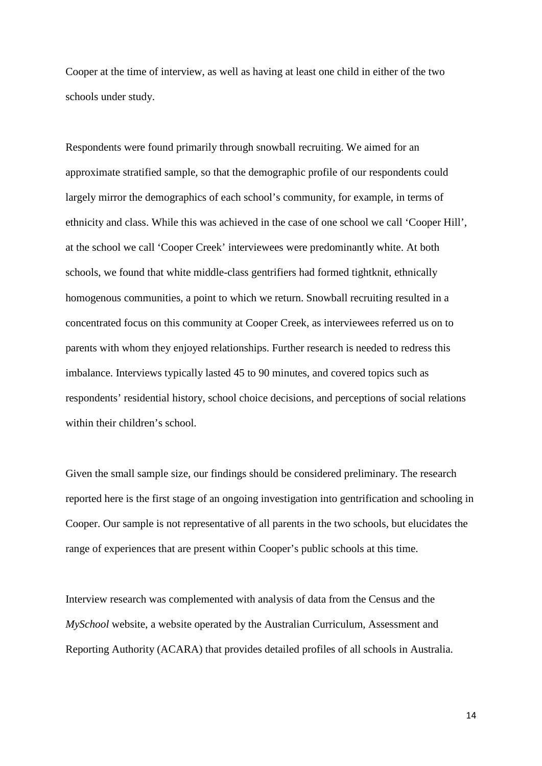Cooper at the time of interview, as well as having at least one child in either of the two schools under study.

Respondents were found primarily through snowball recruiting. We aimed for an approximate stratified sample, so that the demographic profile of our respondents could largely mirror the demographics of each school's community, for example, in terms of ethnicity and class. While this was achieved in the case of one school we call 'Cooper Hill', at the school we call 'Cooper Creek' interviewees were predominantly white. At both schools, we found that white middle-class gentrifiers had formed tightknit, ethnically homogenous communities, a point to which we return. Snowball recruiting resulted in a concentrated focus on this community at Cooper Creek, as interviewees referred us on to parents with whom they enjoyed relationships. Further research is needed to redress this imbalance. Interviews typically lasted 45 to 90 minutes, and covered topics such as respondents' residential history, school choice decisions, and perceptions of social relations within their children's school.

Given the small sample size, our findings should be considered preliminary. The research reported here is the first stage of an ongoing investigation into gentrification and schooling in Cooper. Our sample is not representative of all parents in the two schools, but elucidates the range of experiences that are present within Cooper's public schools at this time.

Interview research was complemented with analysis of data from the Census and the *MySchool* website, a website operated by the Australian Curriculum, Assessment and Reporting Authority (ACARA) that provides detailed profiles of all schools in Australia.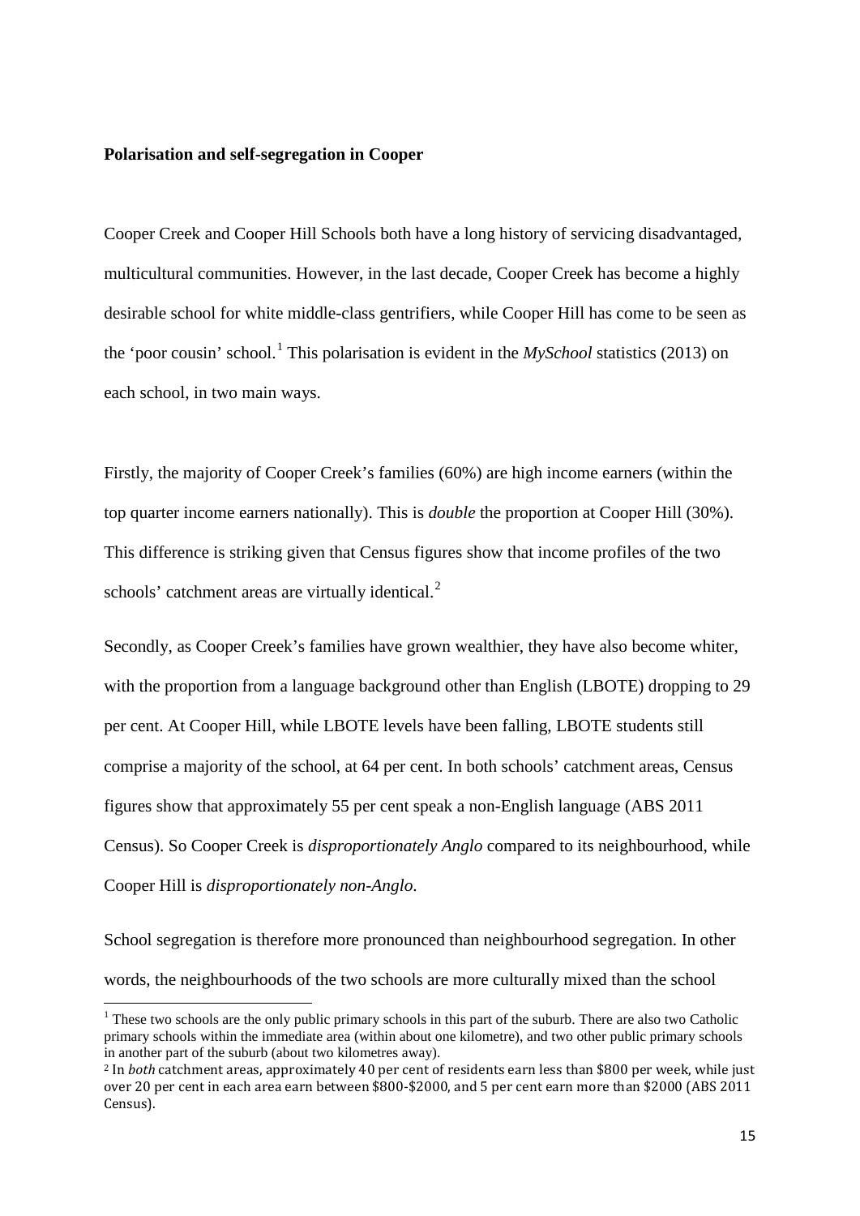**Polarisation and self-segregation in Cooper**

Cooper Creek and Cooper Hill Schools both have a long history of servicing disadvantaged, multicultural communities. However, in the last decade, Cooper Creek has become a highly desirable school for white middle-class gentrifiers, while Cooper Hill has come to be seen as the 'poor cousin' school.[1] This polarisation is evident in the *MySchool* statistics (2013) on each school, in two main ways.

Firstly, the majority of Cooper Creek's families (60%) are high income earners (within the top quarter income earners nationally). This is *double* the proportion at Cooper Hill (30%). This difference is striking given that Census figures show that income profiles of the two schools' catchment areas are virtually identical.[2]

Secondly, as Cooper Creek's families have grown wealthier, they have also become whiter, with the proportion from a language background other than English (LBOTE) dropping to 29 per cent. At Cooper Hill, while LBOTE levels have been falling, LBOTE students still comprise a majority of the school, at 64 per cent. In both schools' catchment areas, Census figures show that approximately 55 per cent speak a non-English language (ABS 2011 Census). So Cooper Creek is *disproportionately Anglo* compared to its neighbourhood, while Cooper Hill is *disproportionately non-Anglo*.

School segregation is therefore more pronounced than neighbourhood segregation. In other words, the neighbourhoods of the two schools are more culturally mixed than the school

[1] These two schools are the only public primary schools in this part of the suburb. There are also two Catholic primary schools within the immediate area (within about one kilometre), and two other public primary schools in another part of the suburb (about two kilometres away).

[2] In *both* catchment areas, approximately 40 per cent of residents earn less than $800 per week, while just over 20 per cent in each area earn between $800-$2000, and 5 per cent earn more than $2000 (ABS 2011 Census).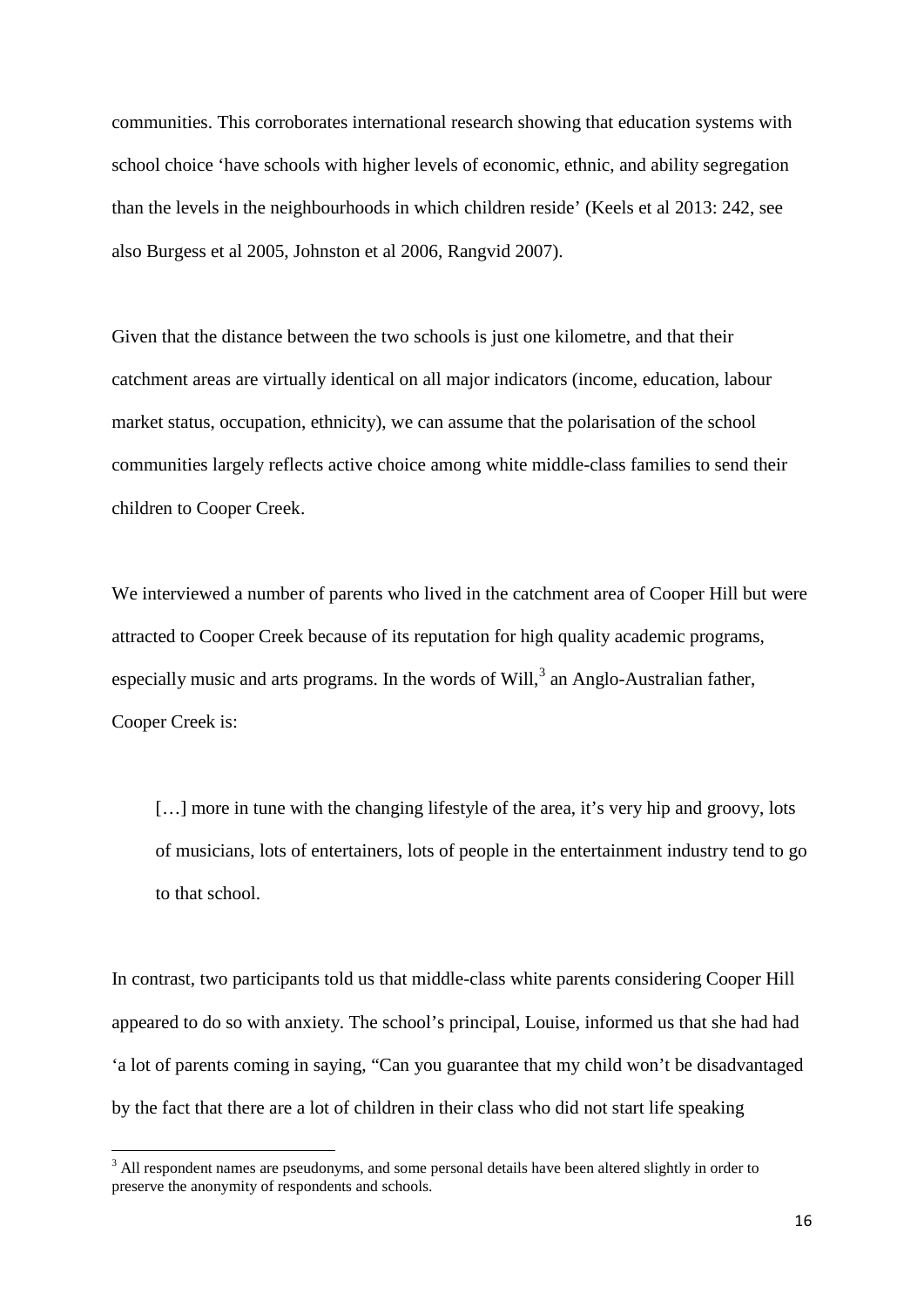communities. This corroborates international research showing that education systems with school choice 'have schools with higher levels of economic, ethnic, and ability segregation than the levels in the neighbourhoods in which children reside' (Keels et al 2013: 242, see also Burgess et al 2005, Johnston et al 2006, Rangvid 2007).

Given that the distance between the two schools is just one kilometre, and that their catchment areas are virtually identical on all major indicators (income, education, labour market status, occupation, ethnicity), we can assume that the polarisation of the school communities largely reflects active choice among white middle-class families to send their children to Cooper Creek.

We interviewed a number of parents who lived in the catchment area of Cooper Hill but were attracted to Cooper Creek because of its reputation for high quality academic programs, especially music and arts programs. In the words of Will,[3] an Anglo-Australian father, Cooper Creek is:

> […] more in tune with the changing lifestyle of the area, it's very hip and groovy, lots of musicians, lots of entertainers, lots of people in the entertainment industry tend to go to that school.

In contrast, two participants told us that middle-class white parents considering Cooper Hill appeared to do so with anxiety. The school's principal, Louise, informed us that she had had 'a lot of parents coming in saying, "Can you guarantee that my child won't be disadvantaged by the fact that there are a lot of children in their class who did not start life speaking

[3] All respondent names are pseudonyms, and some personal details have been altered slightly in order to preserve the anonymity of respondents and schools.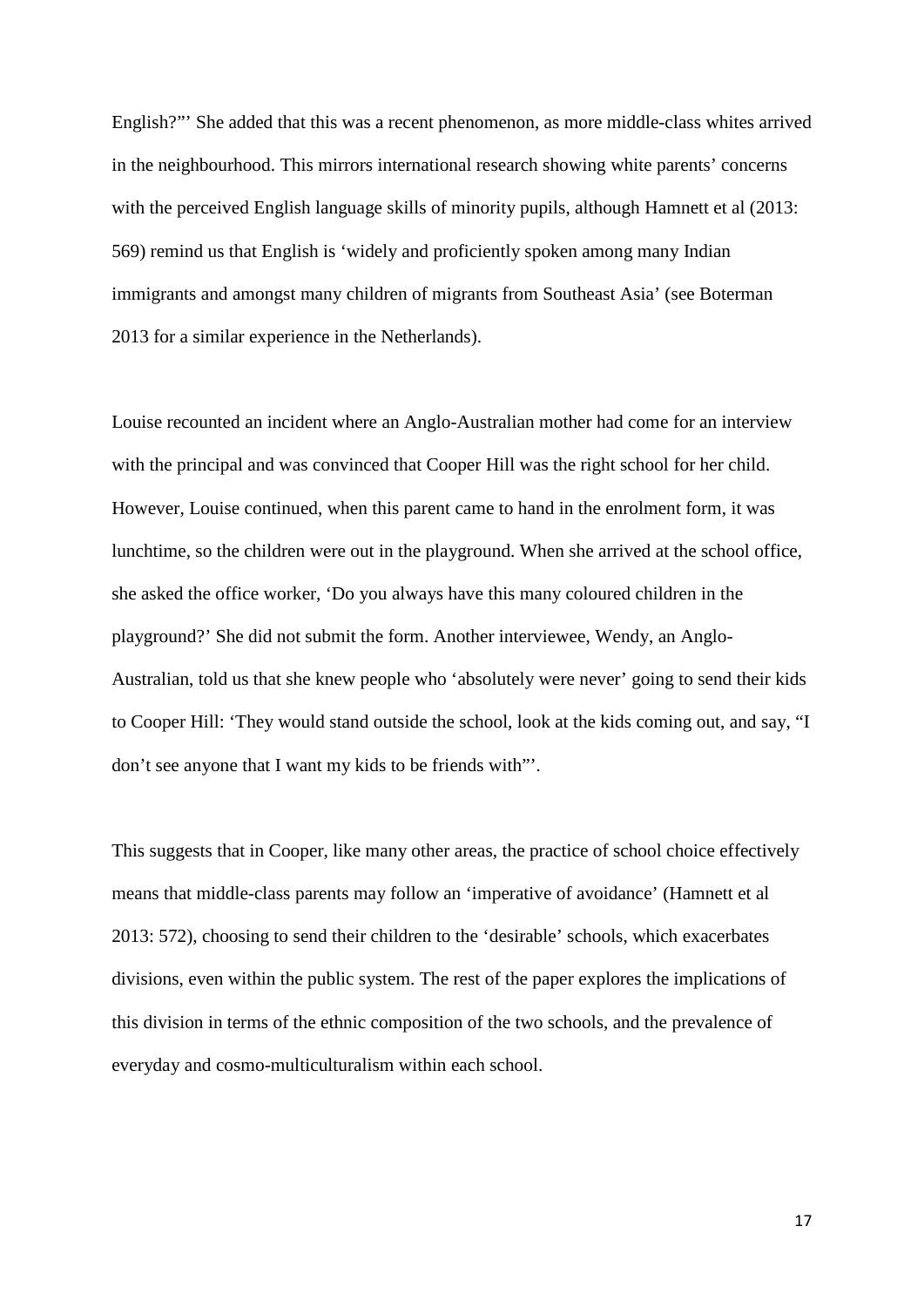English?"' She added that this was a recent phenomenon, as more middle-class whites arrived in the neighbourhood. This mirrors international research showing white parents' concerns with the perceived English language skills of minority pupils, although Hamnett et al (2013: 569) remind us that English is 'widely and proficiently spoken among many Indian immigrants and amongst many children of migrants from Southeast Asia' (see Boterman 2013 for a similar experience in the Netherlands).

Louise recounted an incident where an Anglo-Australian mother had come for an interview with the principal and was convinced that Cooper Hill was the right school for her child. However, Louise continued, when this parent came to hand in the enrolment form, it was lunchtime, so the children were out in the playground. When she arrived at the school office, she asked the office worker, 'Do you always have this many coloured children in the playground?' She did not submit the form. Another interviewee, Wendy, an Anglo-Australian, told us that she knew people who 'absolutely were never' going to send their kids to Cooper Hill: 'They would stand outside the school, look at the kids coming out, and say, "I don't see anyone that I want my kids to be friends with"'.

This suggests that in Cooper, like many other areas, the practice of school choice effectively means that middle-class parents may follow an 'imperative of avoidance' (Hamnett et al 2013: 572), choosing to send their children to the 'desirable' schools, which exacerbates divisions, even within the public system. The rest of the paper explores the implications of this division in terms of the ethnic composition of the two schools, and the prevalence of everyday and cosmo-multiculturalism within each school.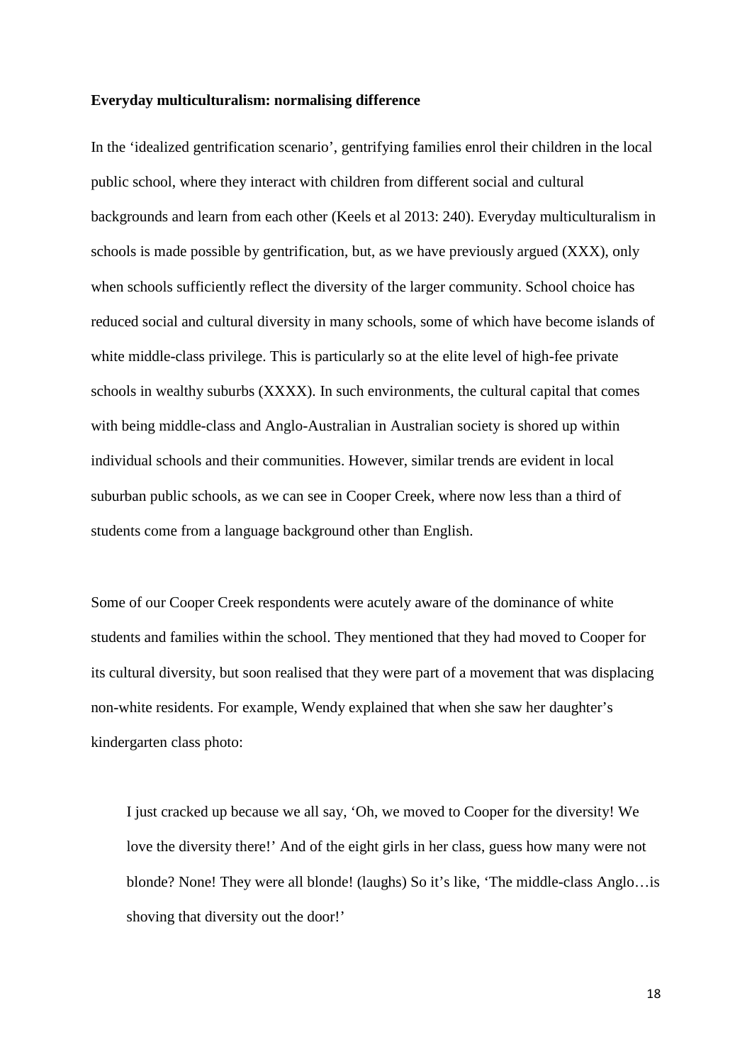**Everyday multiculturalism: normalising difference**

In the 'idealized gentrification scenario', gentrifying families enrol their children in the local public school, where they interact with children from different social and cultural backgrounds and learn from each other (Keels et al 2013: 240). Everyday multiculturalism in schools is made possible by gentrification, but, as we have previously argued (XXX), only when schools sufficiently reflect the diversity of the larger community. School choice has reduced social and cultural diversity in many schools, some of which have become islands of white middle-class privilege. This is particularly so at the elite level of high-fee private schools in wealthy suburbs (XXXX). In such environments, the cultural capital that comes with being middle-class and Anglo-Australian in Australian society is shored up within individual schools and their communities. However, similar trends are evident in local suburban public schools, as we can see in Cooper Creek, where now less than a third of students come from a language background other than English.

Some of our Cooper Creek respondents were acutely aware of the dominance of white students and families within the school. They mentioned that they had moved to Cooper for its cultural diversity, but soon realised that they were part of a movement that was displacing non-white residents. For example, Wendy explained that when she saw her daughter's kindergarten class photo:

> I just cracked up because we all say, 'Oh, we moved to Cooper for the diversity! We love the diversity there!' And of the eight girls in her class, guess how many were not blonde? None! They were all blonde! (laughs) So it's like, 'The middle-class Anglo…is shoving that diversity out the door!'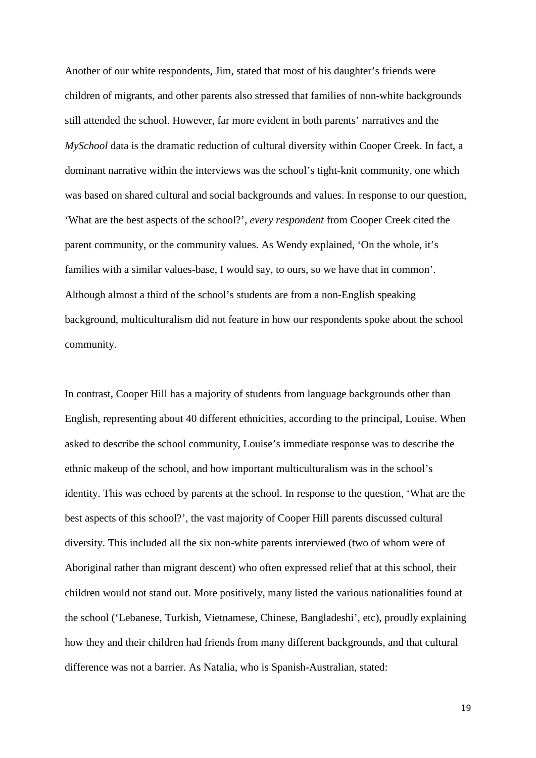Another of our white respondents, Jim, stated that most of his daughter's friends were children of migrants, and other parents also stressed that families of non-white backgrounds still attended the school. However, far more evident in both parents' narratives and the *MySchool* data is the dramatic reduction of cultural diversity within Cooper Creek. In fact, a dominant narrative within the interviews was the school's tight-knit community, one which was based on shared cultural and social backgrounds and values. In response to our question, 'What are the best aspects of the school?', *every respondent* from Cooper Creek cited the parent community, or the community values. As Wendy explained, 'On the whole, it's families with a similar values-base, I would say, to ours, so we have that in common'. Although almost a third of the school's students are from a non-English speaking background, multiculturalism did not feature in how our respondents spoke about the school community.

In contrast, Cooper Hill has a majority of students from language backgrounds other than English, representing about 40 different ethnicities, according to the principal, Louise. When asked to describe the school community, Louise's immediate response was to describe the ethnic makeup of the school, and how important multiculturalism was in the school's identity. This was echoed by parents at the school. In response to the question, 'What are the best aspects of this school?', the vast majority of Cooper Hill parents discussed cultural diversity. This included all the six non-white parents interviewed (two of whom were of Aboriginal rather than migrant descent) who often expressed relief that at this school, their children would not stand out. More positively, many listed the various nationalities found at the school ('Lebanese, Turkish, Vietnamese, Chinese, Bangladeshi', etc), proudly explaining how they and their children had friends from many different backgrounds, and that cultural difference was not a barrier. As Natalia, who is Spanish-Australian, stated: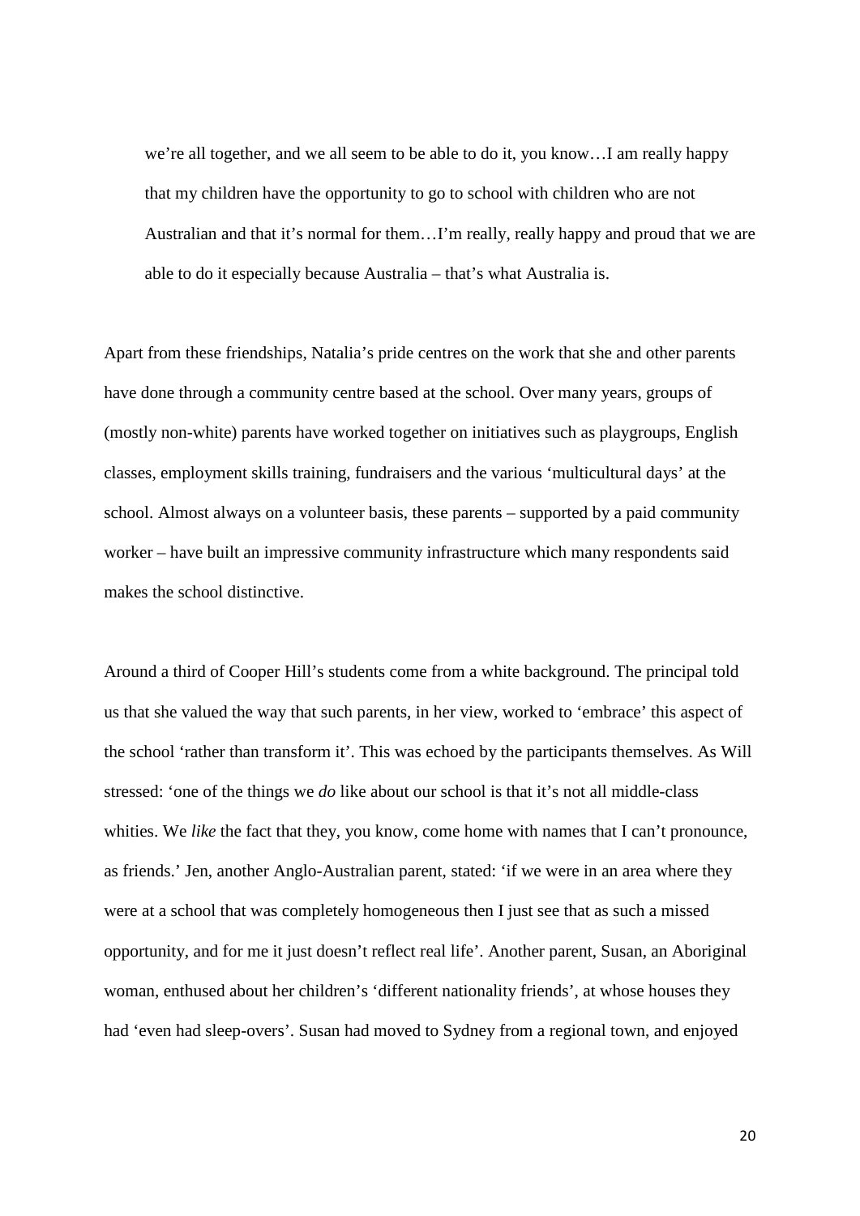> we're all together, and we all seem to be able to do it, you know…I am really happy that my children have the opportunity to go to school with children who are not Australian and that it's normal for them…I'm really, really happy and proud that we are able to do it especially because Australia – that's what Australia is.

Apart from these friendships, Natalia's pride centres on the work that she and other parents have done through a community centre based at the school. Over many years, groups of (mostly non-white) parents have worked together on initiatives such as playgroups, English classes, employment skills training, fundraisers and the various 'multicultural days' at the school. Almost always on a volunteer basis, these parents – supported by a paid community worker – have built an impressive community infrastructure which many respondents said makes the school distinctive.

Around a third of Cooper Hill's students come from a white background. The principal told us that she valued the way that such parents, in her view, worked to 'embrace' this aspect of the school 'rather than transform it'. This was echoed by the participants themselves. As Will stressed: 'one of the things we *do* like about our school is that it's not all middle-class whities. We *like* the fact that they, you know, come home with names that I can't pronounce, as friends.' Jen, another Anglo-Australian parent, stated: 'if we were in an area where they were at a school that was completely homogeneous then I just see that as such a missed opportunity, and for me it just doesn't reflect real life'. Another parent, Susan, an Aboriginal woman, enthused about her children's 'different nationality friends', at whose houses they had 'even had sleep-overs'. Susan had moved to Sydney from a regional town, and enjoyed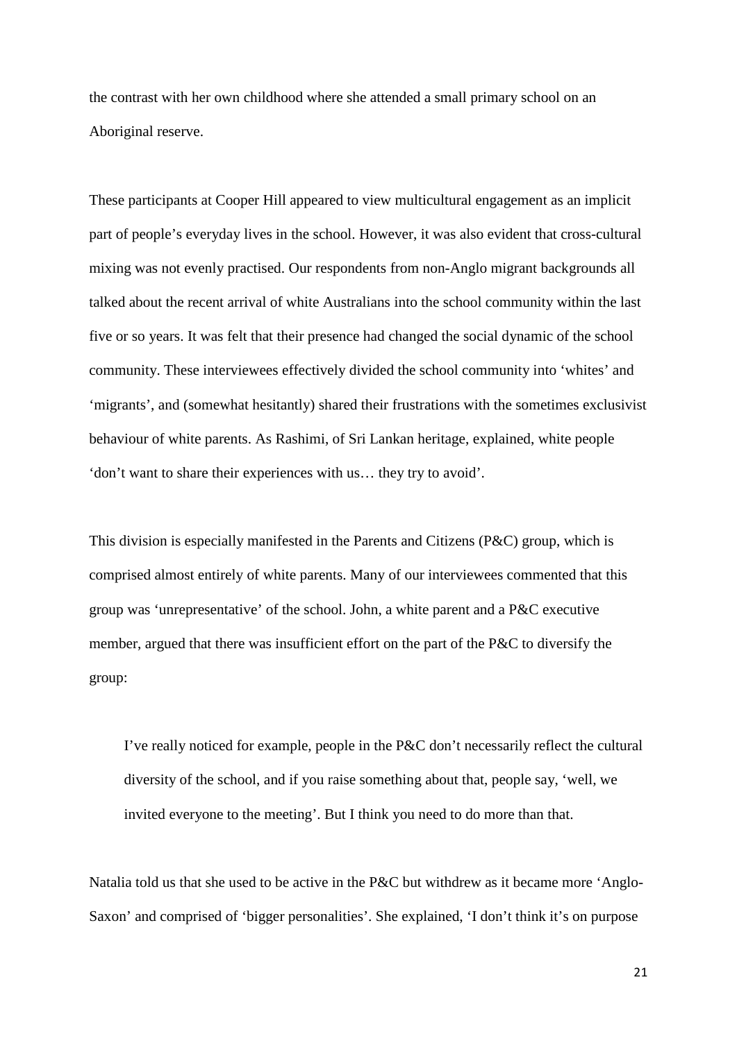the contrast with her own childhood where she attended a small primary school on an Aboriginal reserve.

These participants at Cooper Hill appeared to view multicultural engagement as an implicit part of people's everyday lives in the school. However, it was also evident that cross-cultural mixing was not evenly practised. Our respondents from non-Anglo migrant backgrounds all talked about the recent arrival of white Australians into the school community within the last five or so years. It was felt that their presence had changed the social dynamic of the school community. These interviewees effectively divided the school community into 'whites' and 'migrants', and (somewhat hesitantly) shared their frustrations with the sometimes exclusivist behaviour of white parents. As Rashimi, of Sri Lankan heritage, explained, white people 'don't want to share their experiences with us… they try to avoid'.

This division is especially manifested in the Parents and Citizens (P&C) group, which is comprised almost entirely of white parents. Many of our interviewees commented that this group was 'unrepresentative' of the school. John, a white parent and a P&C executive member, argued that there was insufficient effort on the part of the P&C to diversify the group:

> I've really noticed for example, people in the P&C don't necessarily reflect the cultural diversity of the school, and if you raise something about that, people say, 'well, we invited everyone to the meeting'. But I think you need to do more than that.

Natalia told us that she used to be active in the P&C but withdrew as it became more 'Anglo-Saxon' and comprised of 'bigger personalities'. She explained, 'I don't think it's on purpose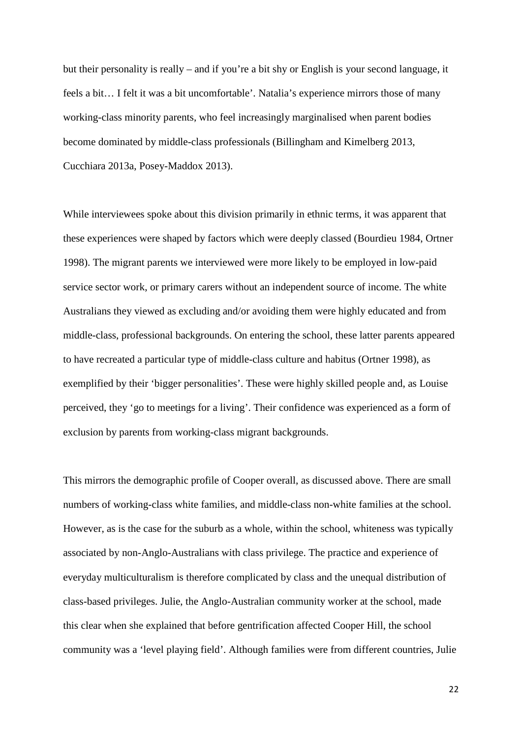but their personality is really – and if you're a bit shy or English is your second language, it feels a bit… I felt it was a bit uncomfortable'. Natalia's experience mirrors those of many working-class minority parents, who feel increasingly marginalised when parent bodies become dominated by middle-class professionals (Billingham and Kimelberg 2013, Cucchiara 2013a, Posey-Maddox 2013).

While interviewees spoke about this division primarily in ethnic terms, it was apparent that these experiences were shaped by factors which were deeply classed (Bourdieu 1984, Ortner 1998). The migrant parents we interviewed were more likely to be employed in low-paid service sector work, or primary carers without an independent source of income. The white Australians they viewed as excluding and/or avoiding them were highly educated and from middle-class, professional backgrounds. On entering the school, these latter parents appeared to have recreated a particular type of middle-class culture and habitus (Ortner 1998), as exemplified by their 'bigger personalities'. These were highly skilled people and, as Louise perceived, they 'go to meetings for a living'. Their confidence was experienced as a form of exclusion by parents from working-class migrant backgrounds.

This mirrors the demographic profile of Cooper overall, as discussed above. There are small numbers of working-class white families, and middle-class non-white families at the school. However, as is the case for the suburb as a whole, within the school, whiteness was typically associated by non-Anglo-Australians with class privilege. The practice and experience of everyday multiculturalism is therefore complicated by class and the unequal distribution of class-based privileges. Julie, the Anglo-Australian community worker at the school, made this clear when she explained that before gentrification affected Cooper Hill, the school community was a 'level playing field'. Although families were from different countries, Julie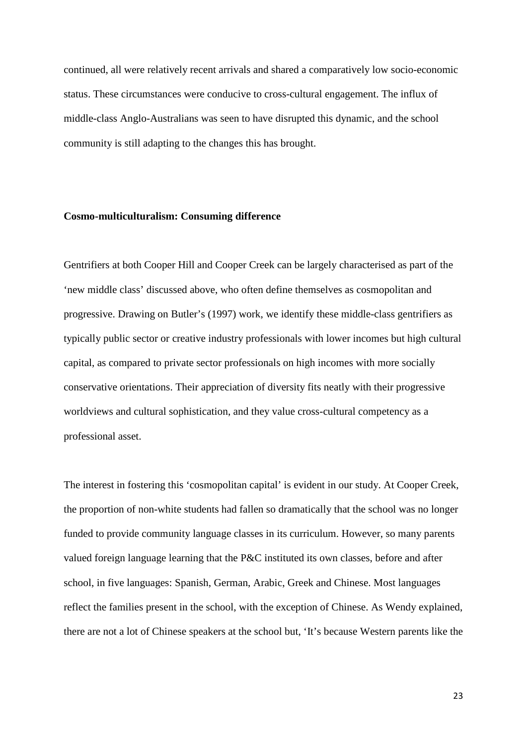continued, all were relatively recent arrivals and shared a comparatively low socio-economic status. These circumstances were conducive to cross-cultural engagement. The influx of middle-class Anglo-Australians was seen to have disrupted this dynamic, and the school community is still adapting to the changes this has brought.

**Cosmo-multiculturalism: Consuming difference**

Gentrifiers at both Cooper Hill and Cooper Creek can be largely characterised as part of the 'new middle class' discussed above, who often define themselves as cosmopolitan and progressive. Drawing on Butler's (1997) work, we identify these middle-class gentrifiers as typically public sector or creative industry professionals with lower incomes but high cultural capital, as compared to private sector professionals on high incomes with more socially conservative orientations. Their appreciation of diversity fits neatly with their progressive worldviews and cultural sophistication, and they value cross-cultural competency as a professional asset.

The interest in fostering this 'cosmopolitan capital' is evident in our study. At Cooper Creek, the proportion of non-white students had fallen so dramatically that the school was no longer funded to provide community language classes in its curriculum. However, so many parents valued foreign language learning that the P&C instituted its own classes, before and after school, in five languages: Spanish, German, Arabic, Greek and Chinese. Most languages reflect the families present in the school, with the exception of Chinese. As Wendy explained, there are not a lot of Chinese speakers at the school but, 'It's because Western parents like the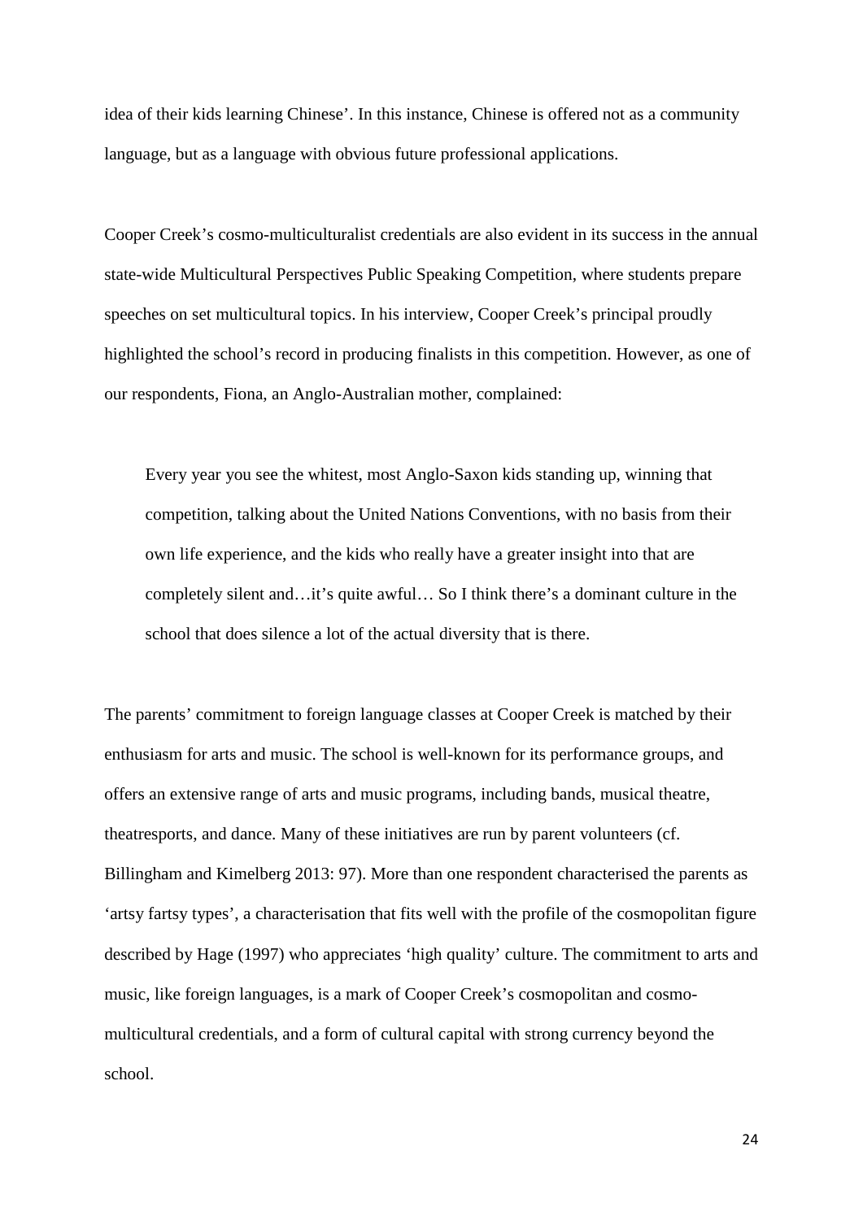idea of their kids learning Chinese'. In this instance, Chinese is offered not as a community language, but as a language with obvious future professional applications.

Cooper Creek's cosmo-multiculturalist credentials are also evident in its success in the annual state-wide Multicultural Perspectives Public Speaking Competition, where students prepare speeches on set multicultural topics. In his interview, Cooper Creek's principal proudly highlighted the school's record in producing finalists in this competition. However, as one of our respondents, Fiona, an Anglo-Australian mother, complained:

> Every year you see the whitest, most Anglo-Saxon kids standing up, winning that competition, talking about the United Nations Conventions, with no basis from their own life experience, and the kids who really have a greater insight into that are completely silent and…it's quite awful… So I think there's a dominant culture in the school that does silence a lot of the actual diversity that is there.

The parents' commitment to foreign language classes at Cooper Creek is matched by their enthusiasm for arts and music. The school is well-known for its performance groups, and offers an extensive range of arts and music programs, including bands, musical theatre, theatresports, and dance. Many of these initiatives are run by parent volunteers (cf. Billingham and Kimelberg 2013: 97). More than one respondent characterised the parents as 'artsy fartsy types', a characterisation that fits well with the profile of the cosmopolitan figure described by Hage (1997) who appreciates 'high quality' culture. The commitment to arts and music, like foreign languages, is a mark of Cooper Creek's cosmopolitan and cosmo-multicultural credentials, and a form of cultural capital with strong currency beyond the school.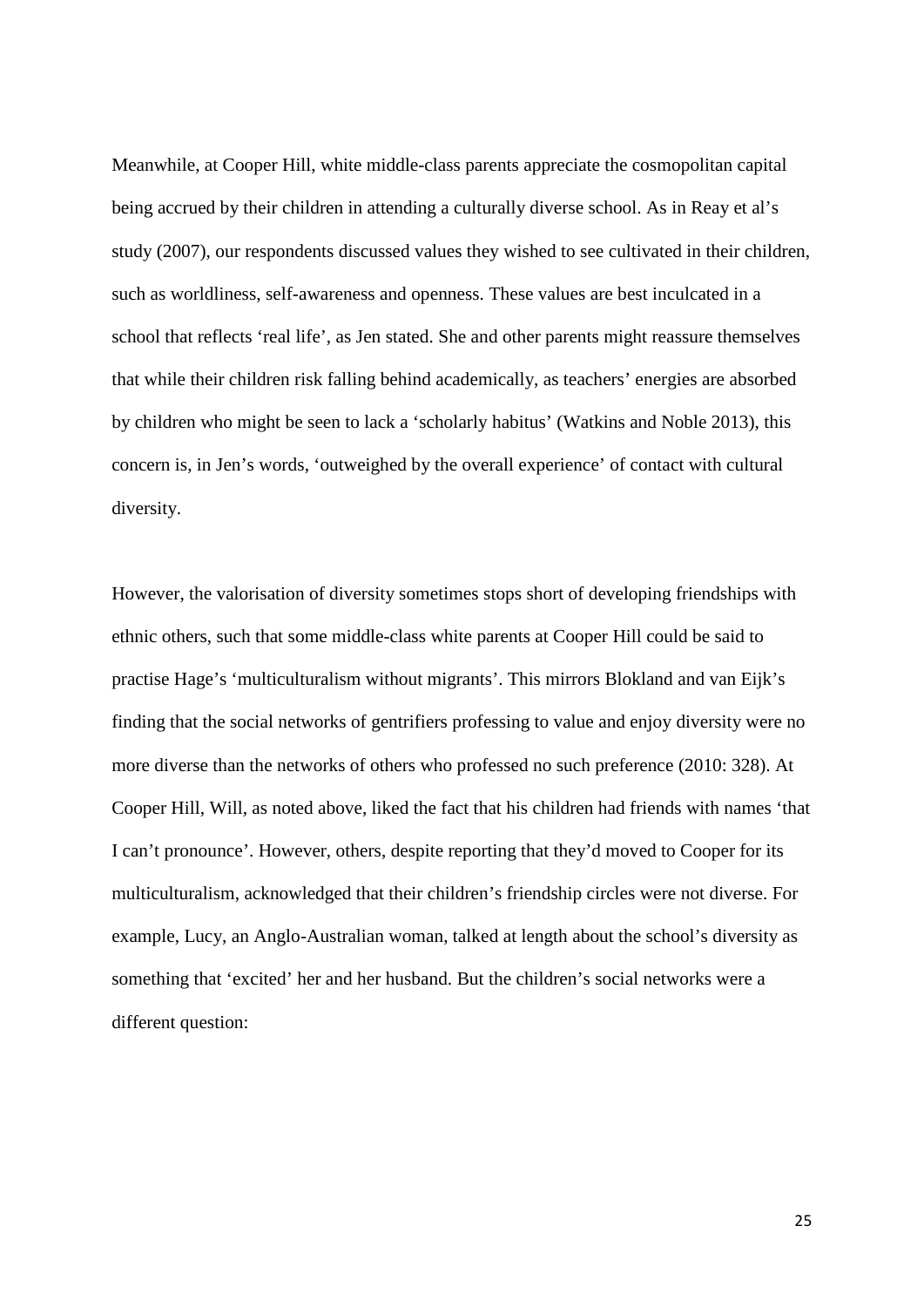Meanwhile, at Cooper Hill, white middle-class parents appreciate the cosmopolitan capital being accrued by their children in attending a culturally diverse school. As in Reay et al's study (2007), our respondents discussed values they wished to see cultivated in their children, such as worldliness, self-awareness and openness. These values are best inculcated in a school that reflects 'real life', as Jen stated. She and other parents might reassure themselves that while their children risk falling behind academically, as teachers' energies are absorbed by children who might be seen to lack a 'scholarly habitus' (Watkins and Noble 2013), this concern is, in Jen's words, 'outweighed by the overall experience' of contact with cultural diversity.

However, the valorisation of diversity sometimes stops short of developing friendships with ethnic others, such that some middle-class white parents at Cooper Hill could be said to practise Hage's 'multiculturalism without migrants'. This mirrors Blokland and van Eijk's finding that the social networks of gentrifiers professing to value and enjoy diversity were no more diverse than the networks of others who professed no such preference (2010: 328). At Cooper Hill, Will, as noted above, liked the fact that his children had friends with names 'that I can't pronounce'. However, others, despite reporting that they'd moved to Cooper for its multiculturalism, acknowledged that their children's friendship circles were not diverse. For example, Lucy, an Anglo-Australian woman, talked at length about the school's diversity as something that 'excited' her and her husband. But the children's social networks were a different question: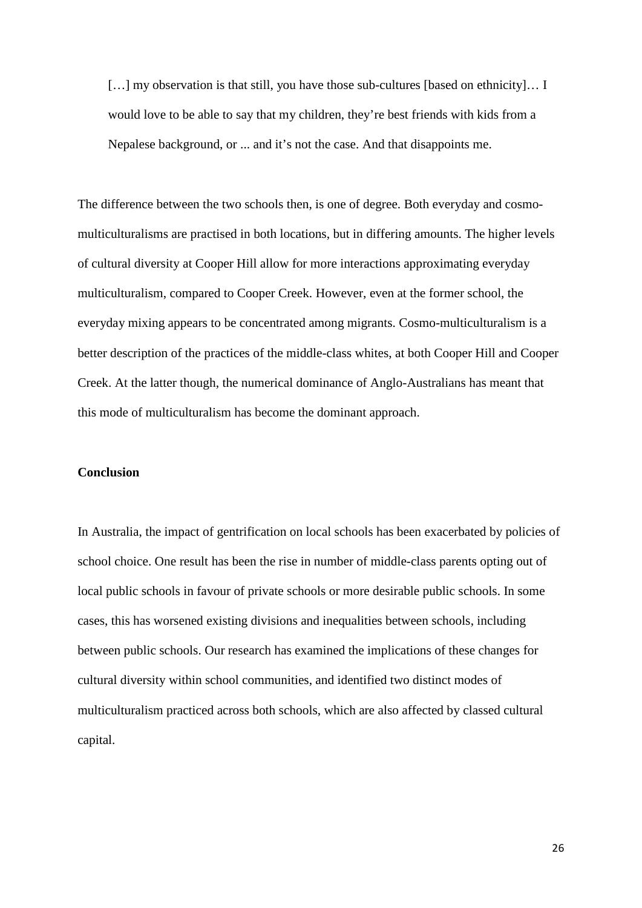> […] my observation is that still, you have those sub-cultures [based on ethnicity]… I would love to be able to say that my children, they're best friends with kids from a Nepalese background, or ... and it's not the case. And that disappoints me.

The difference between the two schools then, is one of degree. Both everyday and cosmo-multiculturalisms are practised in both locations, but in differing amounts. The higher levels of cultural diversity at Cooper Hill allow for more interactions approximating everyday multiculturalism, compared to Cooper Creek. However, even at the former school, the everyday mixing appears to be concentrated among migrants. Cosmo-multiculturalism is a better description of the practices of the middle-class whites, at both Cooper Hill and Cooper Creek. At the latter though, the numerical dominance of Anglo-Australians has meant that this mode of multiculturalism has become the dominant approach.

## Conclusion

In Australia, the impact of gentrification on local schools has been exacerbated by policies of school choice. One result has been the rise in number of middle-class parents opting out of local public schools in favour of private schools or more desirable public schools. In some cases, this has worsened existing divisions and inequalities between schools, including between public schools. Our research has examined the implications of these changes for cultural diversity within school communities, and identified two distinct modes of multiculturalism practiced across both schools, which are also affected by classed cultural capital.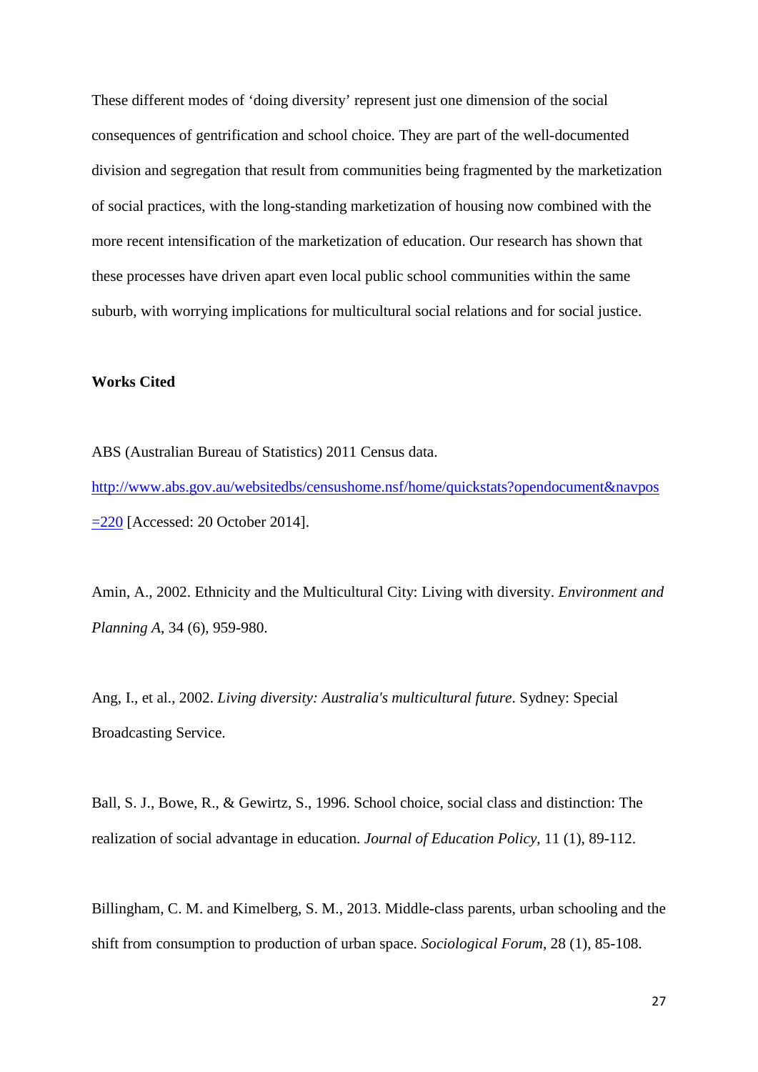These different modes of 'doing diversity' represent just one dimension of the social consequences of gentrification and school choice. They are part of the well-documented division and segregation that result from communities being fragmented by the marketization of social practices, with the long-standing marketization of housing now combined with the more recent intensification of the marketization of education. Our research has shown that these processes have driven apart even local public school communities within the same suburb, with worrying implications for multicultural social relations and for social justice.

**Works Cited**

ABS (Australian Bureau of Statistics) 2011 Census data. http://www.abs.gov.au/websitedbs/censushome.nsf/home/quickstats?opendocument&navpos=220 [Accessed: 20 October 2014].

Amin, A., 2002. Ethnicity and the Multicultural City: Living with diversity. *Environment and Planning A*, 34 (6), 959-980.

Ang, I., et al., 2002. *Living diversity: Australia's multicultural future*. Sydney: Special Broadcasting Service.

Ball, S. J., Bowe, R., & Gewirtz, S., 1996. School choice, social class and distinction: The realization of social advantage in education. *Journal of Education Policy*, 11 (1), 89-112.

Billingham, C. M. and Kimelberg, S. M., 2013. Middle-class parents, urban schooling and the shift from consumption to production of urban space. *Sociological Forum*, 28 (1), 85-108.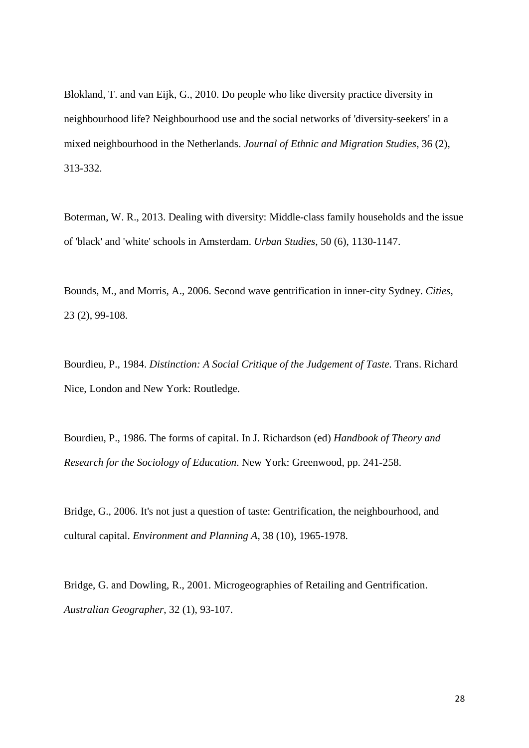Blokland, T. and van Eijk, G., 2010. Do people who like diversity practice diversity in neighbourhood life? Neighbourhood use and the social networks of 'diversity-seekers' in a mixed neighbourhood in the Netherlands. *Journal of Ethnic and Migration Studies*, 36 (2), 313-332.

Boterman, W. R., 2013. Dealing with diversity: Middle-class family households and the issue of 'black' and 'white' schools in Amsterdam. *Urban Studies*, 50 (6), 1130-1147.

Bounds, M., and Morris, A., 2006. Second wave gentrification in inner-city Sydney. *Cities*, 23 (2), 99-108.

Bourdieu, P., 1984. *Distinction: A Social Critique of the Judgement of Taste.* Trans. Richard Nice, London and New York: Routledge.

Bourdieu, P., 1986. The forms of capital. In J. Richardson (ed) *Handbook of Theory and Research for the Sociology of Education*. New York: Greenwood, pp. 241-258.

Bridge, G., 2006. It's not just a question of taste: Gentrification, the neighbourhood, and cultural capital. *Environment and Planning A*, 38 (10), 1965-1978.

Bridge, G. and Dowling, R., 2001. Microgeographies of Retailing and Gentrification. *Australian Geographer*, 32 (1), 93-107.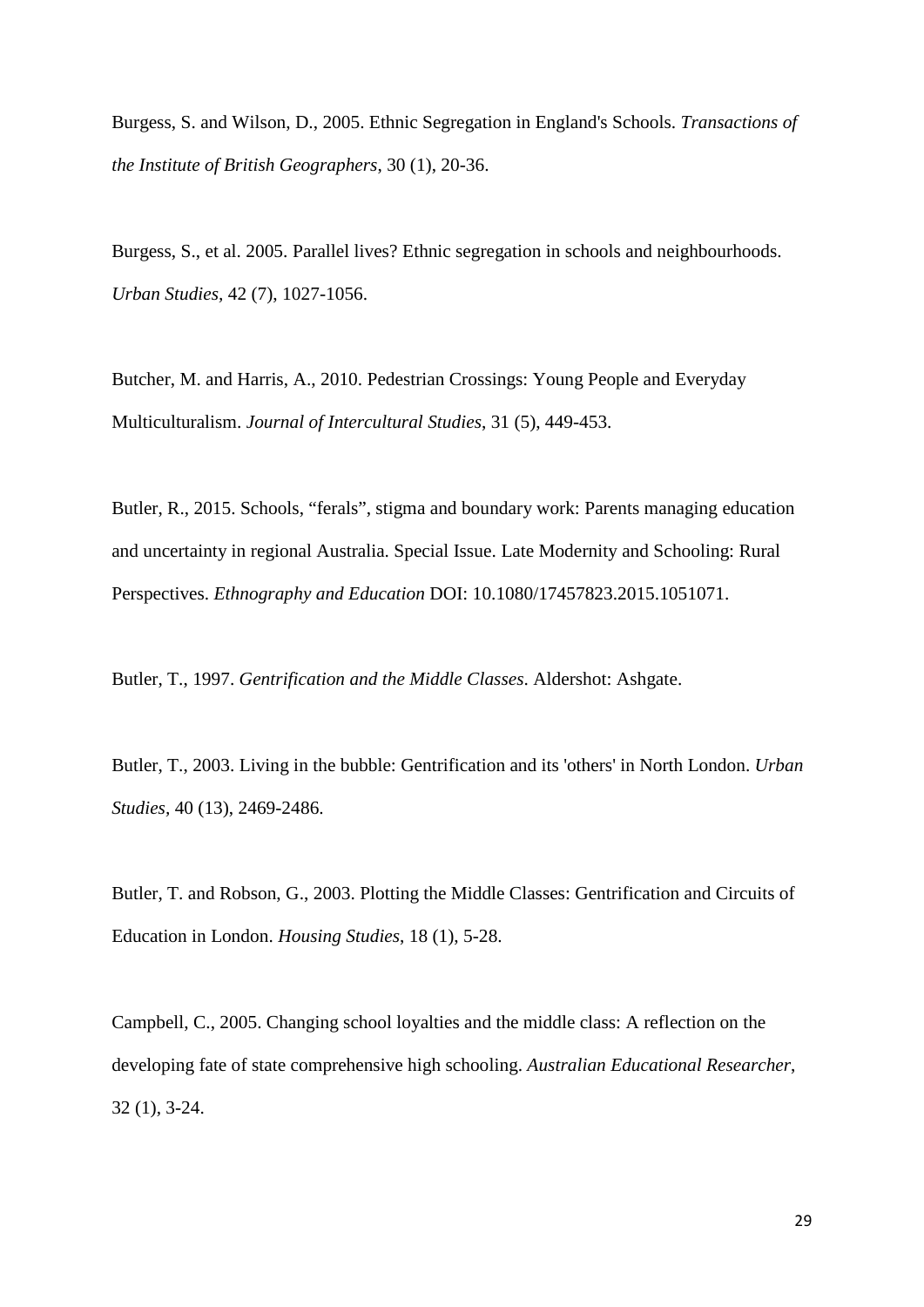Burgess, S. and Wilson, D., 2005. Ethnic Segregation in England's Schools. *Transactions of the Institute of British Geographers*, 30 (1), 20-36.

Burgess, S., et al. 2005. Parallel lives? Ethnic segregation in schools and neighbourhoods. *Urban Studies*, 42 (7), 1027-1056.

Butcher, M. and Harris, A., 2010. Pedestrian Crossings: Young People and Everyday Multiculturalism. *Journal of Intercultural Studies*, 31 (5), 449-453.

Butler, R., 2015. Schools, "ferals", stigma and boundary work: Parents managing education and uncertainty in regional Australia. Special Issue. Late Modernity and Schooling: Rural Perspectives. *Ethnography and Education* DOI: 10.1080/17457823.2015.1051071.

Butler, T., 1997. *Gentrification and the Middle Classes*. Aldershot: Ashgate.

Butler, T., 2003. Living in the bubble: Gentrification and its 'others' in North London. *Urban Studies*, 40 (13), 2469-2486.

Butler, T. and Robson, G., 2003. Plotting the Middle Classes: Gentrification and Circuits of Education in London. *Housing Studies*, 18 (1), 5-28.

Campbell, C., 2005. Changing school loyalties and the middle class: A reflection on the developing fate of state comprehensive high schooling. *Australian Educational Researcher*, 32 (1), 3-24.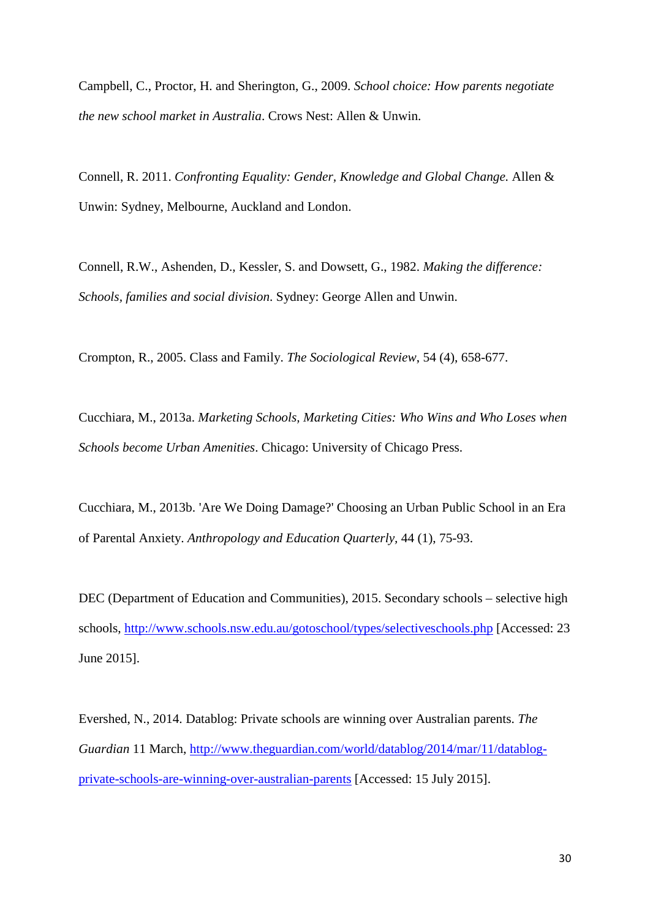Campbell, C., Proctor, H. and Sherington, G., 2009. *School choice: How parents negotiate the new school market in Australia*. Crows Nest: Allen & Unwin.

Connell, R. 2011. *Confronting Equality: Gender, Knowledge and Global Change.* Allen & Unwin: Sydney, Melbourne, Auckland and London.

Connell, R.W., Ashenden, D., Kessler, S. and Dowsett, G., 1982. *Making the difference: Schools, families and social division*. Sydney: George Allen and Unwin.

Crompton, R., 2005. Class and Family. *The Sociological Review*, 54 (4), 658-677.

Cucchiara, M., 2013a. *Marketing Schools, Marketing Cities: Who Wins and Who Loses when Schools become Urban Amenities*. Chicago: University of Chicago Press.

Cucchiara, M., 2013b. 'Are We Doing Damage?' Choosing an Urban Public School in an Era of Parental Anxiety. *Anthropology and Education Quarterly*, 44 (1), 75-93.

DEC (Department of Education and Communities), 2015. Secondary schools – selective high schools, http://www.schools.nsw.edu.au/gotoschool/types/selectiveschools.php [Accessed: 23 June 2015].

Evershed, N., 2014. Datablog: Private schools are winning over Australian parents. *The Guardian* 11 March, http://www.theguardian.com/world/datablog/2014/mar/11/datablog-private-schools-are-winning-over-australian-parents [Accessed: 15 July 2015].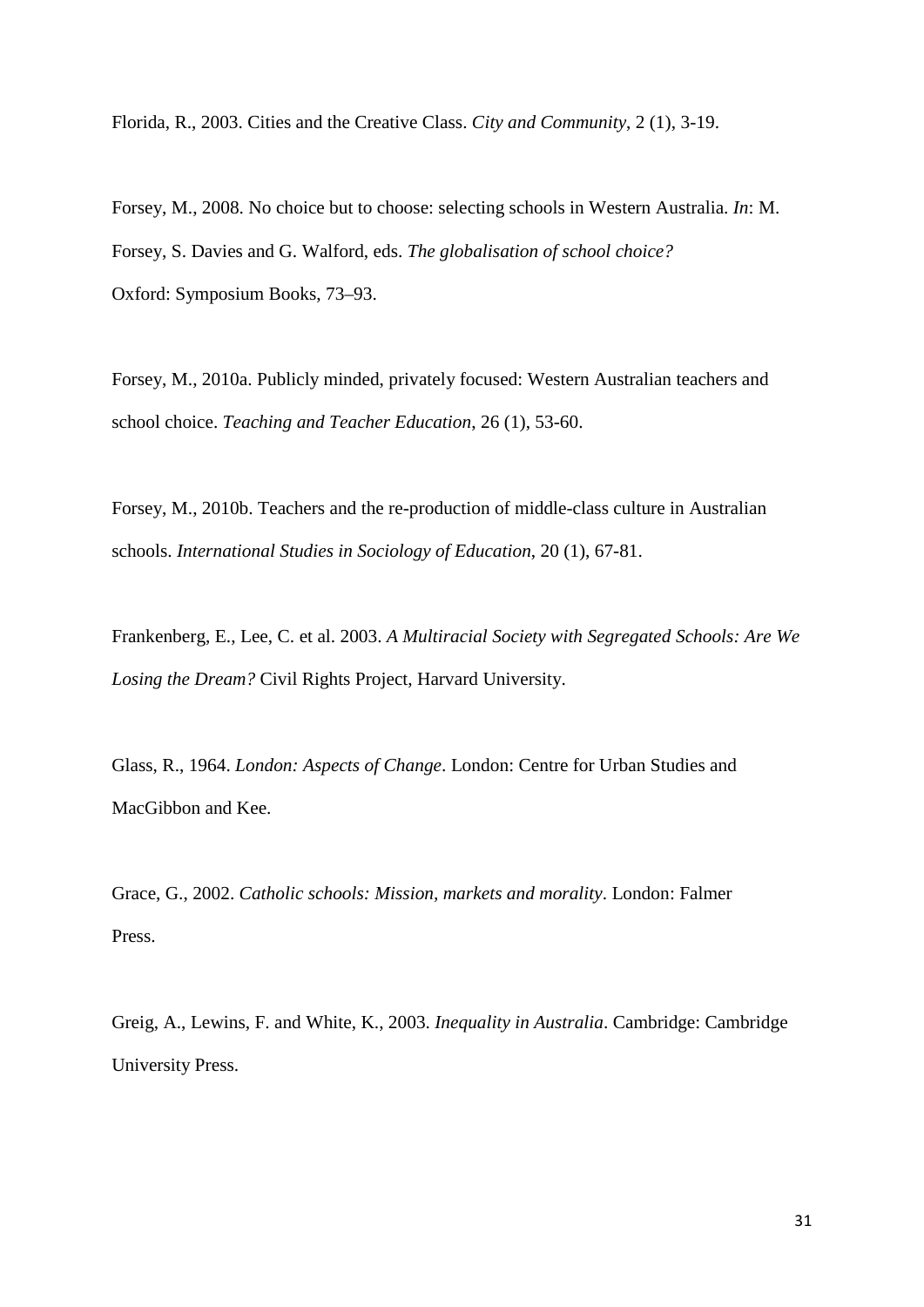Florida, R., 2003. Cities and the Creative Class. *City and Community*, 2 (1), 3-19.

Forsey, M., 2008. No choice but to choose: selecting schools in Western Australia. *In*: M. Forsey, S. Davies and G. Walford, eds. *The globalisation of school choice?* Oxford: Symposium Books, 73–93.

Forsey, M., 2010a. Publicly minded, privately focused: Western Australian teachers and school choice. *Teaching and Teacher Education*, 26 (1), 53-60.

Forsey, M., 2010b. Teachers and the re-production of middle-class culture in Australian schools. *International Studies in Sociology of Education*, 20 (1), 67-81.

Frankenberg, E., Lee, C. et al. 2003. *A Multiracial Society with Segregated Schools: Are We Losing the Dream?* Civil Rights Project, Harvard University.

Glass, R., 1964. *London: Aspects of Change*. London: Centre for Urban Studies and MacGibbon and Kee.

Grace, G., 2002. *Catholic schools: Mission, markets and morality*. London: Falmer Press.

Greig, A., Lewins, F. and White, K., 2003. *Inequality in Australia*. Cambridge: Cambridge University Press.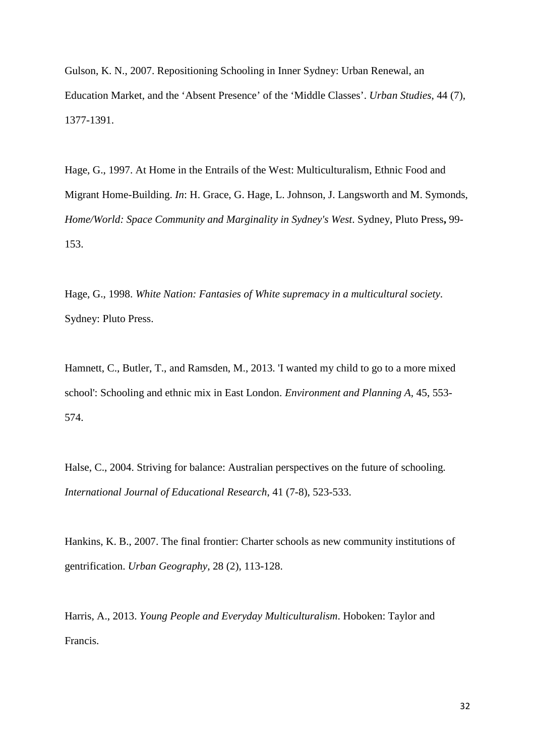Gulson, K. N., 2007. Repositioning Schooling in Inner Sydney: Urban Renewal, an Education Market, and the 'Absent Presence' of the 'Middle Classes'. *Urban Studies*, 44 (7), 1377-1391.

Hage, G., 1997. At Home in the Entrails of the West: Multiculturalism, Ethnic Food and Migrant Home-Building. *In*: H. Grace, G. Hage, L. Johnson, J. Langsworth and M. Symonds, *Home/World: Space Community and Marginality in Sydney's West*. Sydney, Pluto Press**,** 99-153.

Hage, G., 1998. *White Nation: Fantasies of White supremacy in a multicultural society*. Sydney: Pluto Press.

Hamnett, C., Butler, T., and Ramsden, M., 2013. 'I wanted my child to go to a more mixed school': Schooling and ethnic mix in East London. *Environment and Planning A*, 45, 553-574.

Halse, C., 2004. Striving for balance: Australian perspectives on the future of schooling. *International Journal of Educational Research*, 41 (7-8), 523-533.

Hankins, K. B., 2007. The final frontier: Charter schools as new community institutions of gentrification. *Urban Geography*, 28 (2), 113-128.

Harris, A., 2013. *Young People and Everyday Multiculturalism*. Hoboken: Taylor and Francis.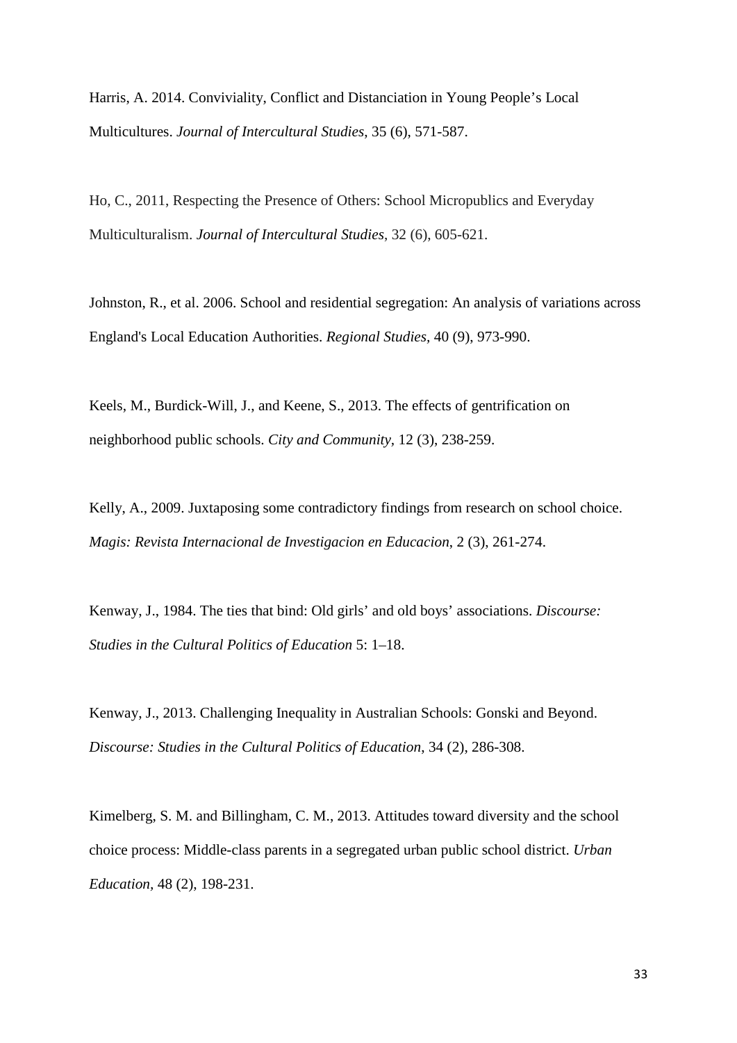Harris, A. 2014. Conviviality, Conflict and Distanciation in Young People's Local Multicultures. *Journal of Intercultural Studies*, 35 (6), 571-587.

Ho, C., 2011, Respecting the Presence of Others: School Micropublics and Everyday Multiculturalism. *Journal of Intercultural Studies*, 32 (6), 605-621.

Johnston, R., et al. 2006. School and residential segregation: An analysis of variations across England's Local Education Authorities. *Regional Studies*, 40 (9), 973-990.

Keels, M., Burdick-Will, J., and Keene, S., 2013. The effects of gentrification on neighborhood public schools. *City and Community*, 12 (3), 238-259.

Kelly, A., 2009. Juxtaposing some contradictory findings from research on school choice. *Magis: Revista Internacional de Investigacion en Educacion*, 2 (3), 261-274.

Kenway, J., 1984. The ties that bind: Old girls' and old boys' associations. *Discourse: Studies in the Cultural Politics of Education* 5: 1–18.

Kenway, J., 2013. Challenging Inequality in Australian Schools: Gonski and Beyond. *Discourse: Studies in the Cultural Politics of Education*, 34 (2), 286-308.

Kimelberg, S. M. and Billingham, C. M., 2013. Attitudes toward diversity and the school choice process: Middle-class parents in a segregated urban public school district. *Urban Education*, 48 (2), 198-231.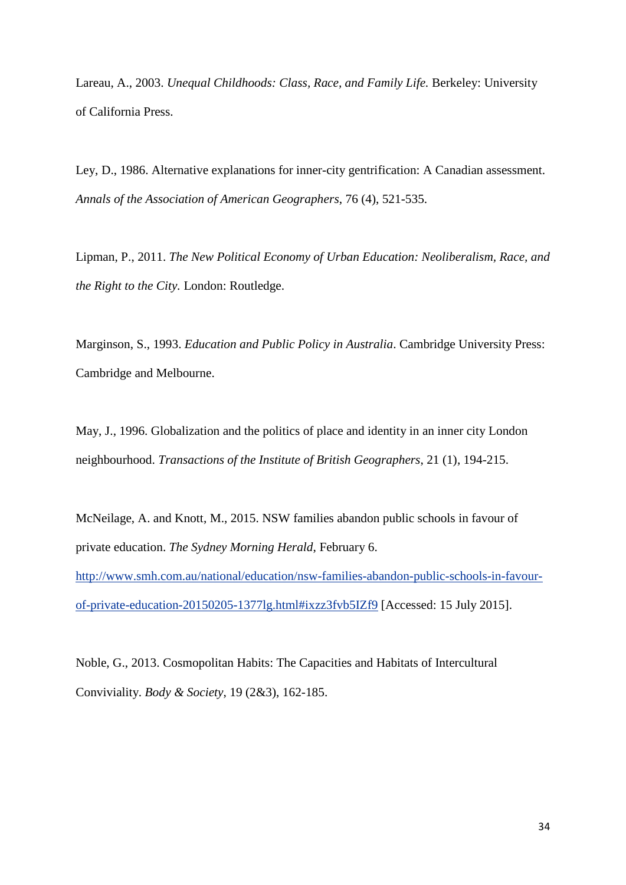Lareau, A., 2003. *Unequal Childhoods: Class, Race, and Family Life.* Berkeley: University of California Press.

Ley, D., 1986. Alternative explanations for inner-city gentrification: A Canadian assessment. *Annals of the Association of American Geographers*, 76 (4), 521-535.

Lipman, P., 2011. *The New Political Economy of Urban Education: Neoliberalism, Race, and the Right to the City.* London: Routledge.

Marginson, S., 1993. *Education and Public Policy in Australia*. Cambridge University Press: Cambridge and Melbourne.

May, J., 1996. Globalization and the politics of place and identity in an inner city London neighbourhood. *Transactions of the Institute of British Geographers*, 21 (1), 194-215.

McNeilage, A. and Knott, M., 2015. NSW families abandon public schools in favour of private education. *The Sydney Morning Herald*, February 6. http://www.smh.com.au/national/education/nsw-families-abandon-public-schools-in-favour-of-private-education-20150205-1377lg.html#ixzz3fvb5IZf9 [Accessed: 15 July 2015].

Noble, G., 2013. Cosmopolitan Habits: The Capacities and Habitats of Intercultural Conviviality. *Body & Society*, 19 (2&3), 162-185.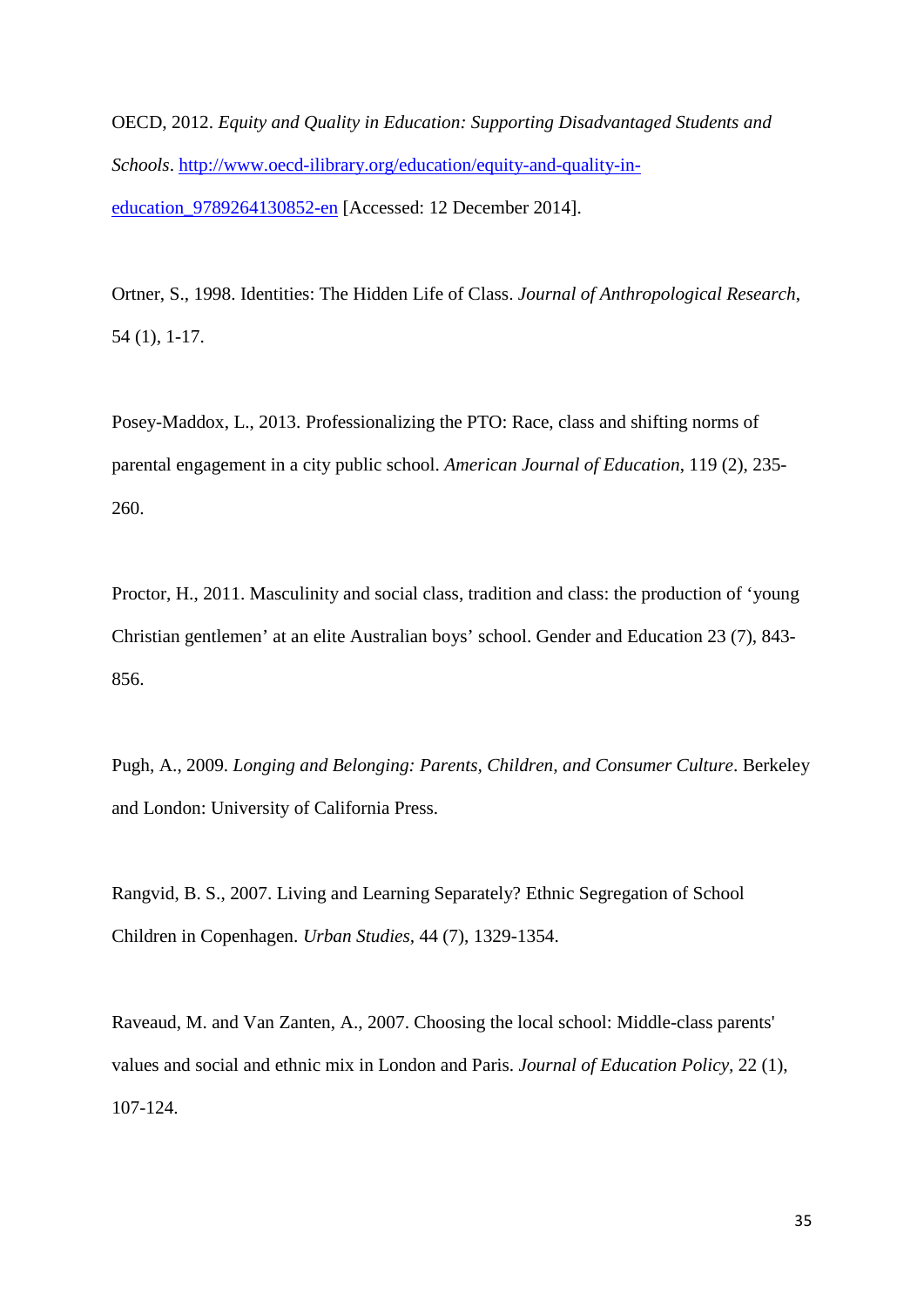OECD, 2012. *Equity and Quality in Education: Supporting Disadvantaged Students and Schools*. [http://www.oecd-ilibrary.org/education/equity-and-quality-in-education_9789264130852-en](http://www.oecd-ilibrary.org/education/equity-and-quality-in-education_9789264130852-en) [Accessed: 12 December 2014].

Ortner, S., 1998. Identities: The Hidden Life of Class. *Journal of Anthropological Research*, 54 (1), 1-17.

Posey-Maddox, L., 2013. Professionalizing the PTO: Race, class and shifting norms of parental engagement in a city public school. *American Journal of Education*, 119 (2), 235-260.

Proctor, H., 2011. Masculinity and social class, tradition and class: the production of 'young Christian gentlemen' at an elite Australian boys' school. Gender and Education 23 (7), 843-856.

Pugh, A., 2009. *Longing and Belonging: Parents, Children, and Consumer Culture*. Berkeley and London: University of California Press.

Rangvid, B. S., 2007. Living and Learning Separately? Ethnic Segregation of School Children in Copenhagen. *Urban Studies*, 44 (7), 1329-1354.

Raveaud, M. and Van Zanten, A., 2007. Choosing the local school: Middle-class parents' values and social and ethnic mix in London and Paris. *Journal of Education Policy*, 22 (1), 107-124.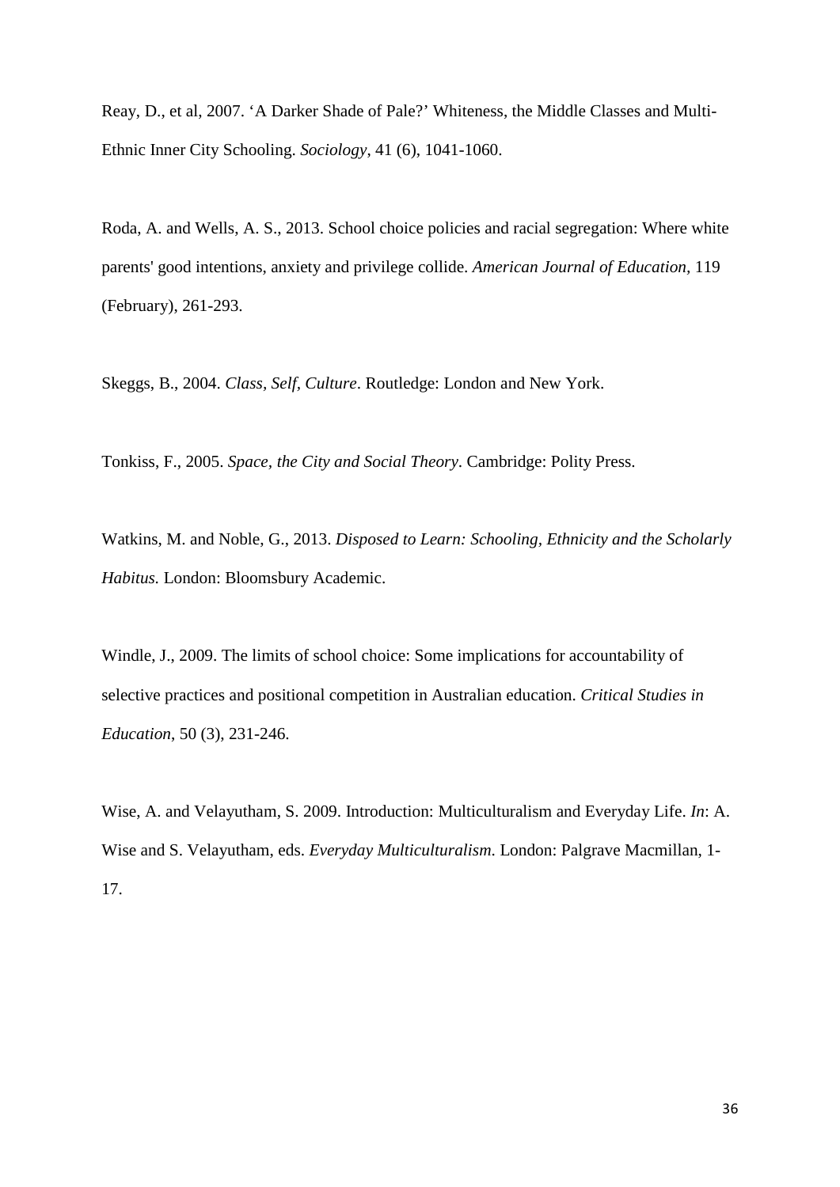Reay, D., et al, 2007. 'A Darker Shade of Pale?' Whiteness, the Middle Classes and Multi-Ethnic Inner City Schooling. *Sociology*, 41 (6), 1041-1060.

Roda, A. and Wells, A. S., 2013. School choice policies and racial segregation: Where white parents' good intentions, anxiety and privilege collide. *American Journal of Education*, 119 (February), 261-293.

Skeggs, B., 2004. *Class, Self, Culture*. Routledge: London and New York.

Tonkiss, F., 2005. *Space, the City and Social Theory*. Cambridge: Polity Press.

Watkins, M. and Noble, G., 2013. *Disposed to Learn: Schooling, Ethnicity and the Scholarly Habitus.* London: Bloomsbury Academic.

Windle, J., 2009. The limits of school choice: Some implications for accountability of selective practices and positional competition in Australian education. *Critical Studies in Education*, 50 (3), 231-246.

Wise, A. and Velayutham, S. 2009. Introduction: Multiculturalism and Everyday Life. *In*: A. Wise and S. Velayutham, eds. *Everyday Multiculturalism.* London: Palgrave Macmillan, 1-17.